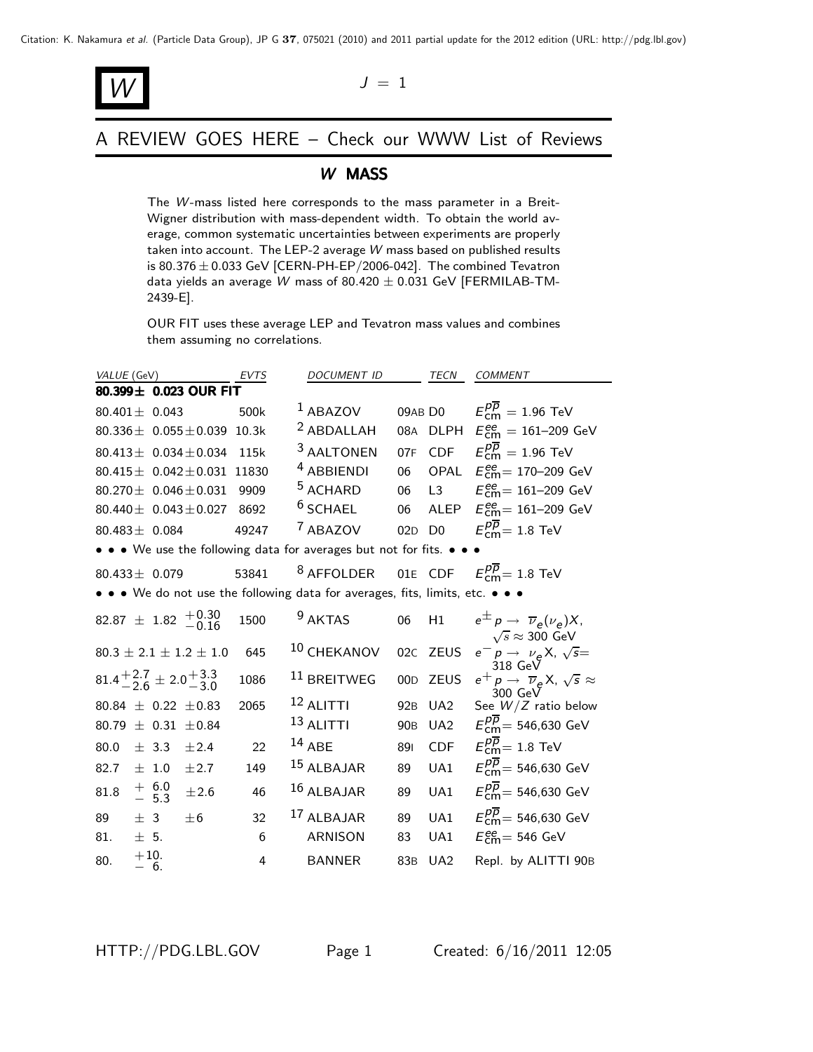# $W$

$J = 1$

## A REVIEW GOES HERE – Check our WWW List of Reviews

### $W$ MASS

The $W$-mass listed here corresponds to the mass parameter in a Breit-Wigner distribution with mass-dependent width. To obtain the world average, common systematic uncertainties between experiments are properly taken into account. The LEP-2 average $W$ mass based on published results is $80.376 \pm 0.033$ GeV [CERN-PH-EP/2006-042]. The combined Tevatron data yields an average $W$ mass of $80.420 \pm 0.031$ GeV [FERMILAB-TM-2439-E].

OUR FIT uses these average LEP and Tevatron mass values and combines them assuming no correlations.

| *VALUE* (GeV) | *EVTS* | *DOCUMENT ID* | | *TECN* | *COMMENT* |
|---|---|---|---|---|---|
| **$80.399 \pm 0.023$ OUR FIT** | | | | | |
| $80.401 \pm 0.043$ | 500k | [1] ABAZOV | 09AB | D0 | $E_{\rm cm}^{p\overline{p}} = 1.96$ TeV |
| $80.336 \pm 0.055 \pm 0.039$ | 10.3k | [2] ABDALLAH | 08A | DLPH | $E_{\rm cm}^{ee} = 161$–$209$ GeV |
| $80.413 \pm 0.034 \pm 0.034$ | 115k | [3] AALTONEN | 07F | CDF | $E_{\rm cm}^{p\overline{p}} = 1.96$ TeV |
| $80.415 \pm 0.042 \pm 0.031$ | 11830 | [4] ABBIENDI | 06 | OPAL | $E_{\rm cm}^{ee} = 170$–$209$ GeV |
| $80.270 \pm 0.046 \pm 0.031$ | 9909 | [5] ACHARD | 06 | L3 | $E_{\rm cm}^{ee} = 161$–$209$ GeV |
| $80.440 \pm 0.043 \pm 0.027$ | 8692 | [6] SCHAEL | 06 | ALEP | $E_{\rm cm}^{ee} = 161$–$209$ GeV |
| $80.483 \pm 0.084$ | 49247 | [7] ABAZOV | 02D | D0 | $E_{\rm cm}^{p\overline{p}} = 1.8$ TeV |
| • • • We use the following data for averages but not for fits. • • • | | | | | |
| $80.433 \pm 0.079$ | 53841 | [8] AFFOLDER | 01E | CDF | $E_{\rm cm}^{p\overline{p}} = 1.8$ TeV |
| • • • We do not use the following data for averages, fits, limits, etc. • • • | | | | | |
| $82.87 \pm 1.82 ^{+0.30}_{-0.16}$ | 1500 | [9] AKTAS | 06 | H1 | $e^{\pm} p \rightarrow \overline{\nu}_e(\nu_e) X$, $\sqrt{s} \approx 300$ GeV |
| $80.3 \pm 2.1 \pm 1.2 \pm 1.0$ | 645 | [10] CHEKANOV | 02C | ZEUS | $e^- p \rightarrow \nu_e X$, $\sqrt{s} = 318$ GeV |
| $81.4^{+2.7}_{-2.6} \pm 2.0^{+3.3}_{-3.0}$ | 1086 | [11] BREITWEG | 00D | ZEUS | $e^+ p \rightarrow \overline{\nu}_e X$, $\sqrt{s} \approx 300$ GeV |
| $80.84 \pm 0.22 \pm 0.83$ | 2065 | [12] ALITTI | 92B | UA2 | See $W/Z$ ratio below |
| $80.79 \pm 0.31 \pm 0.84$ | | [13] ALITTI | 90B | UA2 | $E_{\rm cm}^{p\overline{p}} = 546{,}630$ GeV |
| $80.0 \pm 3.3 \pm 2.4$ | 22 | [14] ABE | 89I | CDF | $E_{\rm cm}^{p\overline{p}} = 1.8$ TeV |
| $82.7 \pm 1.0 \pm 2.7$ | 149 | [15] ALBAJAR | 89 | UA1 | $E_{\rm cm}^{p\overline{p}} = 546{,}630$ GeV |
| $81.8 ^{+6.0}_{-5.3} \pm 2.6$ | 46 | [16] ALBAJAR | 89 | UA1 | $E_{\rm cm}^{p\overline{p}} = 546{,}630$ GeV |
| $89 \pm 3 \pm 6$ | 32 | [17] ALBAJAR | 89 | UA1 | $E_{\rm cm}^{p\overline{p}} = 546{,}630$ GeV |
| $81. \pm 5.$ | 6 | ARNISON | 83 | UA1 | $E_{\rm cm}^{ee} = 546$ GeV |
| $80. ^{+10.}_{-6.}$ | 4 | BANNER | 83B | UA2 | Repl. by ALITTI 90B |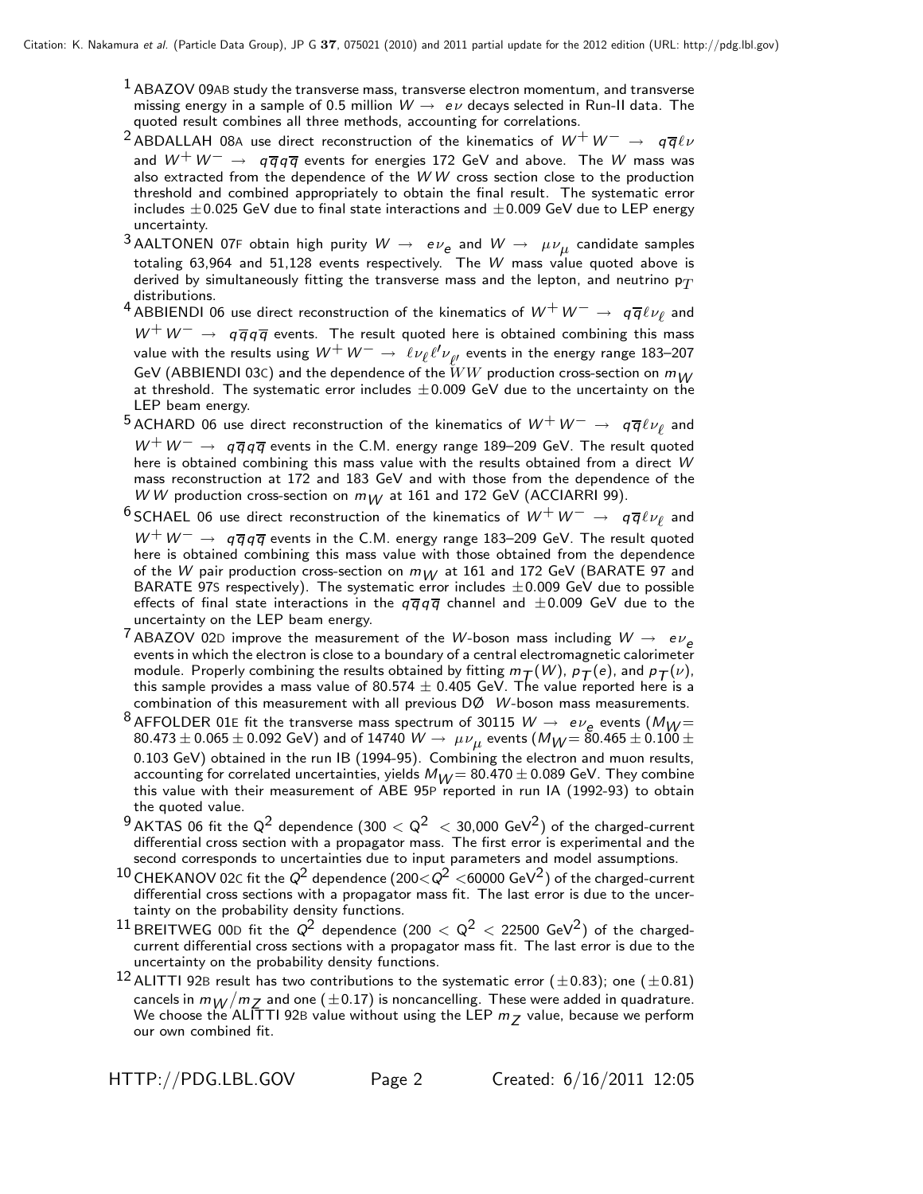[1] ABAZOV 09AB study the transverse mass, transverse electron momentum, and transverse missing energy in a sample of 0.5 million $W \rightarrow e\nu$ decays selected in Run-II data. The quoted result combines all three methods, accounting for correlations.

[2] ABDALLAH 08A use direct reconstruction of the kinematics of $W^+W^- \rightarrow q\overline{q}\ell\nu$ and $W^+W^- \rightarrow q\overline{q}q\overline{q}$ events for energies 172 GeV and above. The $W$ mass was also extracted from the dependence of the $WW$ cross section close to the production threshold and combined appropriately to obtain the final result. The systematic error includes $\pm 0.025$ GeV due to final state interactions and $\pm 0.009$ GeV due to LEP energy uncertainty.

[3] AALTONEN 07F obtain high purity $W \rightarrow e\nu_e$ and $W \rightarrow \mu\nu_\mu$ candidate samples totaling 63,964 and 51,128 events respectively. The $W$ mass value quoted above is derived by simultaneously fitting the transverse mass and the lepton, and neutrino $p_T$ distributions.

[4] ABBIENDI 06 use direct reconstruction of the kinematics of $W^+W^- \rightarrow q\overline{q}\ell\nu_\ell$ and $W^+W^- \rightarrow q\overline{q}q\overline{q}$ events. The result quoted here is obtained combining this mass value with the results using $W^+W^- \rightarrow \ell\nu_\ell\ell'\nu_{\ell'}$ events in the energy range 183–207 GeV (ABBIENDI 03C) and the dependence of the $WW$ production cross-section on $m_W$ at threshold. The systematic error includes $\pm 0.009$ GeV due to the uncertainty on the LEP beam energy.

[5] ACHARD 06 use direct reconstruction of the kinematics of $W^+W^- \rightarrow q\overline{q}\ell\nu_\ell$ and $W^+W^- \rightarrow q\overline{q}q\overline{q}$ events in the C.M. energy range 189–209 GeV. The result quoted here is obtained combining this mass value with the results obtained from a direct $W$ mass reconstruction at 172 and 183 GeV and with those from the dependence of the $WW$ production cross-section on $m_W$ at 161 and 172 GeV (ACCIARRI 99).

[6] SCHAEL 06 use direct reconstruction of the kinematics of $W^+W^- \rightarrow q\overline{q}\ell\nu_\ell$ and $W^+W^- \rightarrow q\overline{q}q\overline{q}$ events in the C.M. energy range 183–209 GeV. The result quoted here is obtained combining this mass value with those obtained from the dependence of the $W$ pair production cross-section on $m_W$ at 161 and 172 GeV (BARATE 97 and BARATE 97S respectively). The systematic error includes $\pm 0.009$ GeV due to possible effects of final state interactions in the $q\overline{q}q\overline{q}$ channel and $\pm 0.009$ GeV due to the uncertainty on the LEP beam energy.

[7] ABAZOV 02D improve the measurement of the $W$-boson mass including $W \rightarrow e\nu_e$ events in which the electron is close to a boundary of a central electromagnetic calorimeter module. Properly combining the results obtained by fitting $m_T(W)$, $p_T(e)$, and $p_T(\nu)$, this sample provides a mass value of $80.574 \pm 0.405$ GeV. The value reported here is a combination of this measurement with all previous DØ $W$-boson mass measurements.

[8] AFFOLDER 01E fit the transverse mass spectrum of 30115 $W \rightarrow e\nu_e$ events ($M_W = 80.473 \pm 0.065 \pm 0.092$ GeV) and of 14740 $W \rightarrow \mu\nu_\mu$ events ($M_W = 80.465 \pm 0.100 \pm 0.103$ GeV) obtained in the run IB (1994-95). Combining the electron and muon results, accounting for correlated uncertainties, yields $M_W = 80.470 \pm 0.089$ GeV. They combine this value with their measurement of ABE 95P reported in run IA (1992-93) to obtain the quoted value.

[9] AKTAS 06 fit the $Q^2$ dependence ($300 < Q^2 < 30{,}000$ GeV$^2$) of the charged-current differential cross section with a propagator mass. The first error is experimental and the second corresponds to uncertainties due to input parameters and model assumptions.

[10] CHEKANOV 02C fit the $Q^2$ dependence ($200 < Q^2 < 60000$ GeV$^2$) of the charged-current differential cross sections with a propagator mass fit. The last error is due to the uncertainty on the probability density functions.

[11] BREITWEG 00D fit the $Q^2$ dependence ($200 < Q^2 < 22500$ GeV$^2$) of the charged-current differential cross sections with a propagator mass fit. The last error is due to the uncertainty on the probability density functions.

[12] ALITTI 92B result has two contributions to the systematic error ($\pm 0.83$); one ($\pm 0.81$) cancels in $m_W/m_Z$ and one ($\pm 0.17$) is noncancelling. These were added in quadrature. We choose the ALITTI 92B value without using the LEP $m_Z$ value, because we perform our own combined fit.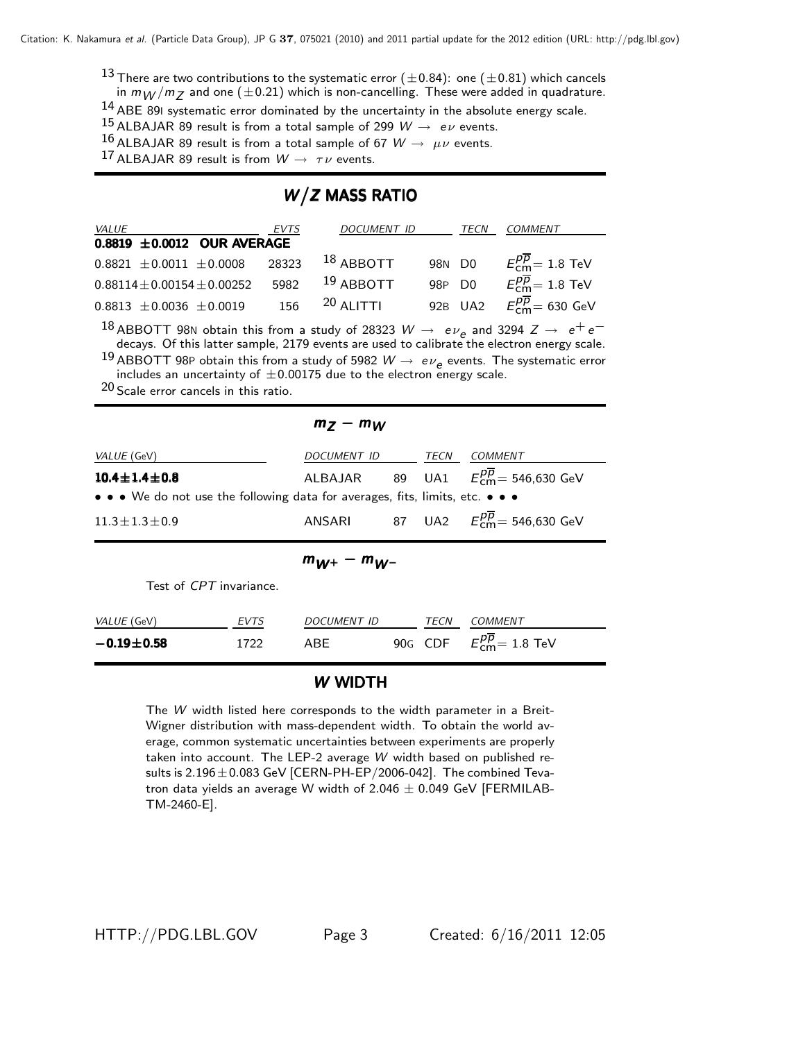[13] There are two contributions to the systematic error ($\pm 0.84$): one ($\pm 0.81$) which cancels in $m_W/m_Z$ and one ($\pm 0.21$) which is non-cancelling. These were added in quadrature.

[14] ABE 89I systematic error dominated by the uncertainty in the absolute energy scale.

[15] ALBAJAR 89 result is from a total sample of 299 $W \rightarrow e\nu$ events.

[16] ALBAJAR 89 result is from a total sample of 67 $W \rightarrow \mu\nu$ events.

[17] ALBAJAR 89 result is from $W \rightarrow \tau\nu$ events.

## $W/Z$ MASS RATIO

| *VALUE* | *EVTS* | *DOCUMENT ID* | | *TECN* | *COMMENT* |
|---|---|---|---|---|---|
| **0.8819 ±0.0012 OUR AVERAGE** | | | | | |
| 0.8821 ±0.0011 ±0.0008 | 28323 | [18] ABBOTT | 98N | D0 | $E_{\rm cm}^{p\overline{p}} = 1.8$ TeV |
| 0.88114±0.00154±0.00252 | 5982 | [19] ABBOTT | 98P | D0 | $E_{\rm cm}^{p\overline{p}} = 1.8$ TeV |
| 0.8813 ±0.0036 ±0.0019 | 156 | [20] ALITTI | 92B | UA2 | $E_{\rm cm}^{p\overline{p}} = 630$ GeV |

[18] ABBOTT 98N obtain this from a study of 28323 $W \rightarrow e\nu_e$ and 3294 $Z \rightarrow e^+e^-$ decays. Of this latter sample, 2179 events are used to calibrate the electron energy scale.

[19] ABBOTT 98P obtain this from a study of 5982 $W \rightarrow e\nu_e$ events. The systematic error includes an uncertainty of $\pm 0.00175$ due to the electron energy scale.

[20] Scale error cancels in this ratio.

## $m_Z - m_W$

| *VALUE* (GeV) | *DOCUMENT ID* | | *TECN* | *COMMENT* |
|---|---|---|---|---|
| **10.4±1.4±0.8** | ALBAJAR | 89 | UA1 | $E_{\rm cm}^{p\overline{p}} = 546{,}630$ GeV |
| • • • We do not use the following data for averages, fits, limits, etc. • • • | | | | |
| 11.3±1.3±0.9 | ANSARI | 87 | UA2 | $E_{\rm cm}^{p\overline{p}} = 546{,}630$ GeV |

## $m_{W^+} - m_{W^-}$

Test of *CPT* invariance.

| *VALUE* (GeV) | *EVTS* | *DOCUMENT ID* | | *TECN* | *COMMENT* |
|---|---|---|---|---|---|
| **−0.19±0.58** | 1722 | ABE | 90G | CDF | $E_{\rm cm}^{p\overline{p}} = 1.8$ TeV |

## $W$ WIDTH

The $W$ width listed here corresponds to the width parameter in a Breit-Wigner distribution with mass-dependent width. To obtain the world average, common systematic uncertainties between experiments are properly taken into account. The LEP-2 average $W$ width based on published results is $2.196 \pm 0.083$ GeV [CERN-PH-EP/2006-042]. The combined Tevatron data yields an average W width of $2.046 \pm 0.049$ GeV [FERMILAB-TM-2460-E].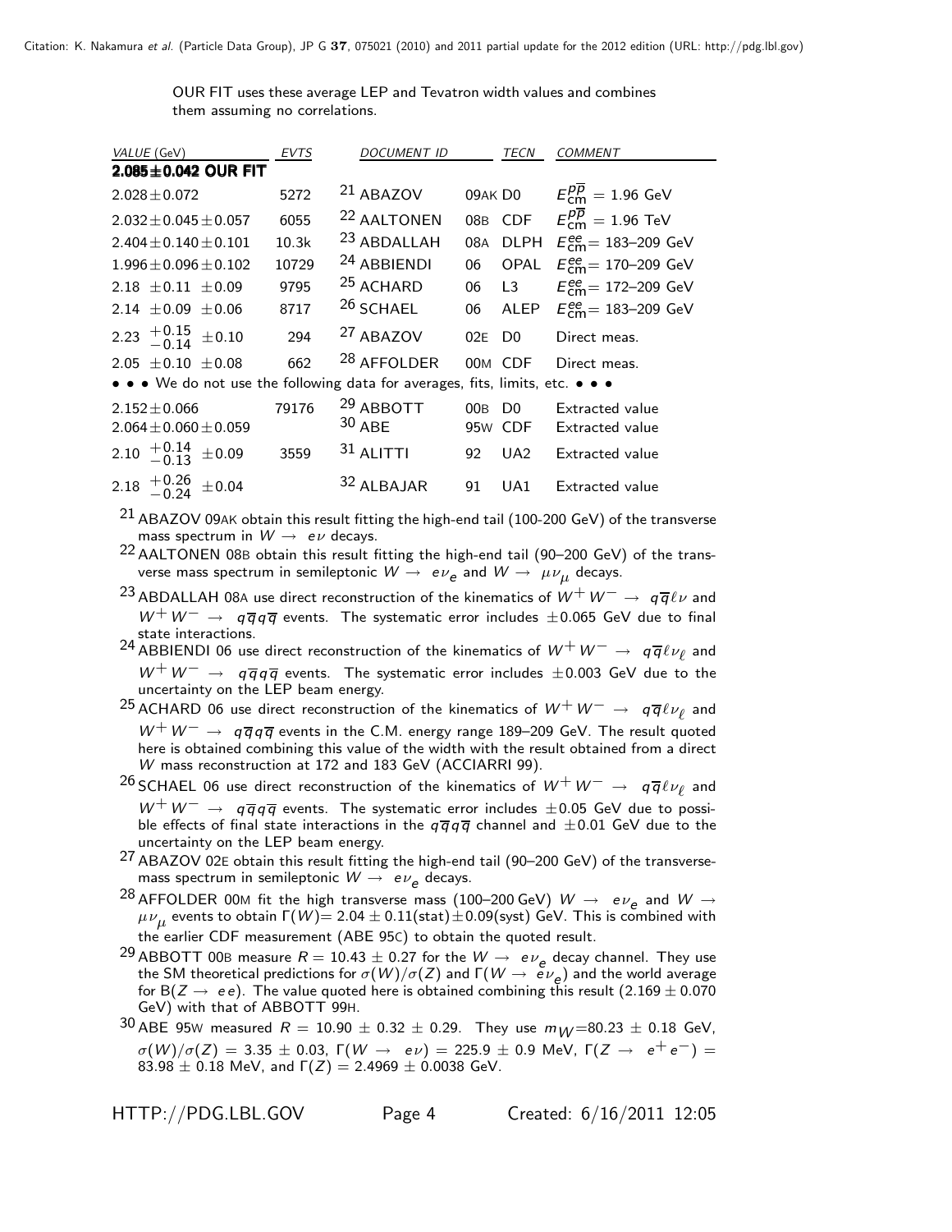OUR FIT uses these average LEP and Tevatron width values and combines them assuming no correlations.

| *VALUE* (GeV) | *EVTS* | *DOCUMENT ID* | | *TECN* | *COMMENT* |
|---|---|---|---|---|---|
| **2.085±0.042 OUR FIT** | | | | | |
| 2.028±0.072 | 5272 | [21] ABAZOV | 09AK | D0 | $E^{p\overline{p}}_{cm}$ = 1.96 GeV |
| 2.032±0.045±0.057 | 6055 | [22] AALTONEN | 08B | CDF | $E^{p\overline{p}}_{cm}$ = 1.96 TeV |
| 2.404±0.140±0.101 | 10.3k | [23] ABDALLAH | 08A | DLPH | $E^{ee}_{cm}$= 183–209 GeV |
| 1.996±0.096±0.102 | 10729 | [24] ABBIENDI | 06 | OPAL | $E^{ee}_{cm}$= 170–209 GeV |
| 2.18 ±0.11 ±0.09 | 9795 | [25] ACHARD | 06 | L3 | $E^{ee}_{cm}$= 172–209 GeV |
| 2.14 ±0.09 ±0.06 | 8717 | [26] SCHAEL | 06 | ALEP | $E^{ee}_{cm}$= 183–209 GeV |
| 2.23 $^{+0.15}_{-0.14}$ ±0.10 | 294 | [27] ABAZOV | 02E | D0 | Direct meas. |
| 2.05 ±0.10 ±0.08 | 662 | [28] AFFOLDER | 00M | CDF | Direct meas. |
| • • • We do not use the following data for averages, fits, limits, etc. • • • | | | | | |
| 2.152±0.066 | 79176 | [29] ABBOTT | 00B | D0 | Extracted value |
| 2.064±0.060±0.059 | | [30] ABE | 95W | CDF | Extracted value |
| 2.10 $^{+0.14}_{-0.13}$ ±0.09 | 3559 | [31] ALITTI | 92 | UA2 | Extracted value |
| 2.18 $^{+0.26}_{-0.24}$ ±0.04 | | [32] ALBAJAR | 91 | UA1 | Extracted value |

[21] ABAZOV 09AK obtain this result fitting the high-end tail (100-200 GeV) of the transverse mass spectrum in $W \rightarrow e\nu$ decays.

[22] AALTONEN 08B obtain this result fitting the high-end tail (90–200 GeV) of the transverse mass spectrum in semileptonic $W \rightarrow e\nu_e$ and $W \rightarrow \mu\nu_\mu$ decays.

[23] ABDALLAH 08A use direct reconstruction of the kinematics of $W^+W^- \rightarrow q\overline{q}\ell\nu$ and $W^+W^- \rightarrow q\overline{q}q\overline{q}$ events. The systematic error includes ±0.065 GeV due to final state interactions.

[24] ABBIENDI 06 use direct reconstruction of the kinematics of $W^+W^- \rightarrow q\overline{q}\ell\nu_\ell$ and $W^+W^- \rightarrow q\overline{q}q\overline{q}$ events. The systematic error includes ±0.003 GeV due to the uncertainty on the LEP beam energy.

[25] ACHARD 06 use direct reconstruction of the kinematics of $W^+W^- \rightarrow q\overline{q}\ell\nu_\ell$ and $W^+W^- \rightarrow q\overline{q}q\overline{q}$ events in the C.M. energy range 189–209 GeV. The result quoted here is obtained combining this value of the width with the result obtained from a direct $W$ mass reconstruction at 172 and 183 GeV (ACCIARRI 99).

[26] SCHAEL 06 use direct reconstruction of the kinematics of $W^+W^- \rightarrow q\overline{q}\ell\nu_\ell$ and $W^+W^- \rightarrow q\overline{q}q\overline{q}$ events. The systematic error includes ±0.05 GeV due to possible effects of final state interactions in the $q\overline{q}q\overline{q}$ channel and ±0.01 GeV due to the uncertainty on the LEP beam energy.

[27] ABAZOV 02E obtain this result fitting the high-end tail (90–200 GeV) of the transverse-mass spectrum in semileptonic $W \rightarrow e\nu_e$ decays.

[28] AFFOLDER 00M fit the high transverse mass (100–200 GeV) $W \rightarrow e\nu_e$ and $W \rightarrow \mu\nu_\mu$ events to obtain $\Gamma(W)$= 2.04 ± 0.11(stat)±0.09(syst) GeV. This is combined with the earlier CDF measurement (ABE 95C) to obtain the quoted result.

[29] ABBOTT 00B measure $R$ = 10.43 ± 0.27 for the $W \rightarrow e\nu_e$ decay channel. They use the SM theoretical predictions for $\sigma(W)/\sigma(Z)$ and $\Gamma(W \rightarrow e\nu_e)$ and the world average for $B(Z \rightarrow ee)$. The value quoted here is obtained combining this result (2.169 ± 0.070 GeV) with that of ABBOTT 99H.

[30] ABE 95W measured $R$ = 10.90 ± 0.32 ± 0.29. They use $m_W$=80.23 ± 0.18 GeV, $\sigma(W)/\sigma(Z)$ = 3.35 ± 0.03, $\Gamma(W \rightarrow e\nu)$ = 225.9 ± 0.9 MeV, $\Gamma(Z \rightarrow e^+e^-)$ = 83.98 ± 0.18 MeV, and $\Gamma(Z)$ = 2.4969 ± 0.0038 GeV.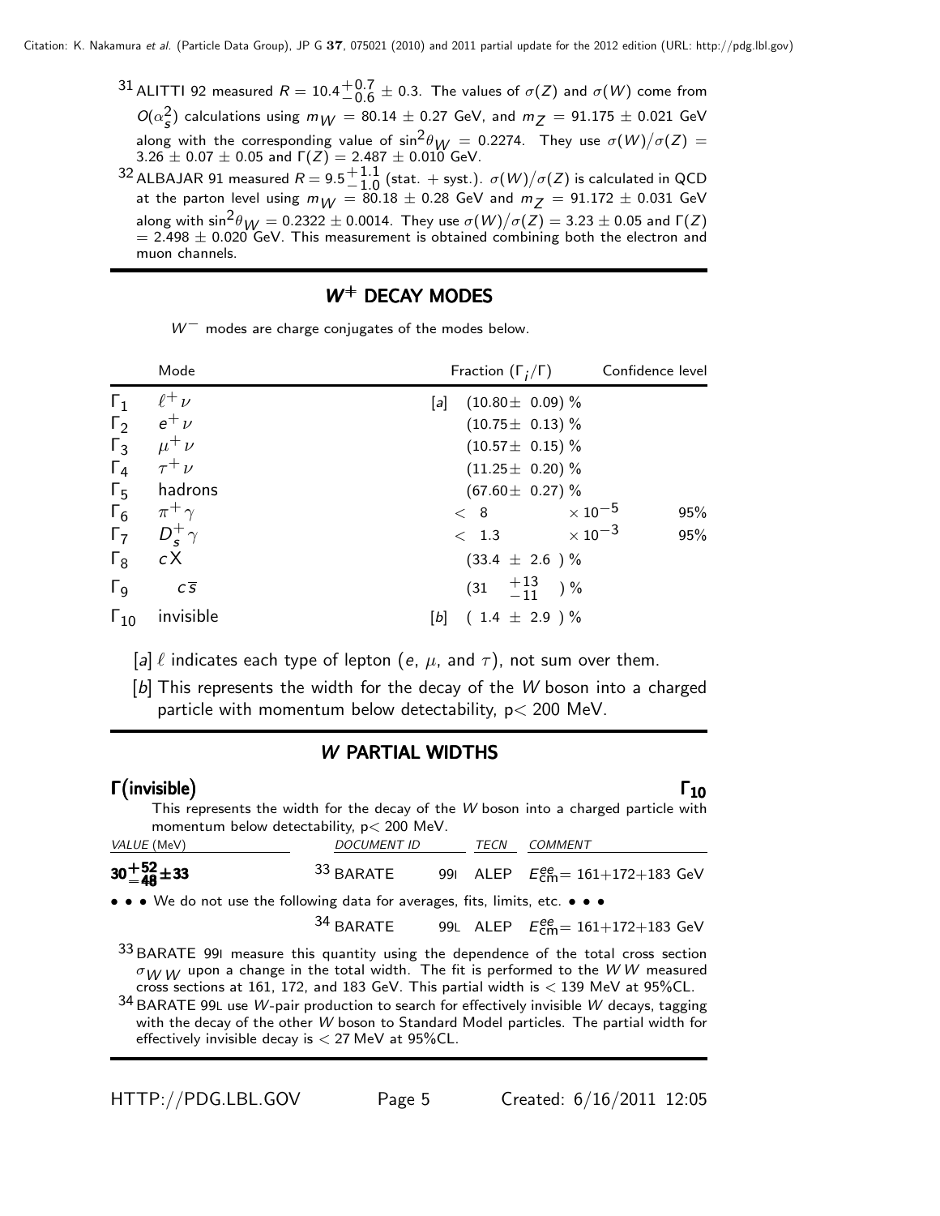[31] ALITTI 92 measured $R = 10.4^{+0.7}_{-0.6} \pm 0.3$. The values of $\sigma(Z)$ and $\sigma(W)$ come from $O(\alpha_s^2)$ calculations using $m_W = 80.14 \pm 0.27$ GeV, and $m_Z = 91.175 \pm 0.021$ GeV along with the corresponding value of $\sin^2\theta_W = 0.2274$. They use $\sigma(W)/\sigma(Z) = 3.26 \pm 0.07 \pm 0.05$ and $\Gamma(Z) = 2.487 \pm 0.010$ GeV.

[32] ALBAJAR 91 measured $R = 9.5^{+1.1}_{-1.0}$ (stat. + syst.). $\sigma(W)/\sigma(Z)$ is calculated in QCD at the parton level using $m_W = 80.18 \pm 0.28$ GeV and $m_Z = 91.172 \pm 0.031$ GeV along with $\sin^2\theta_W = 0.2322 \pm 0.0014$. They use $\sigma(W)/\sigma(Z) = 3.23 \pm 0.05$ and $\Gamma(Z) = 2.498 \pm 0.020$ GeV. This measurement is obtained combining both the electron and muon channels.

## $W^+$ DECAY MODES

$W^-$ modes are charge conjugates of the modes below.

| | Mode | | Fraction $(\Gamma_i/\Gamma)$ | Confidence level |
|---|---|---|---|---|
| $\Gamma_1$ | $\ell^+\nu$ | [a] | $(10.80 \pm 0.09)$ % | |
| $\Gamma_2$ | $e^+\nu$ | | $(10.75 \pm 0.13)$ % | |
| $\Gamma_3$ | $\mu^+\nu$ | | $(10.57 \pm 0.15)$ % | |
| $\Gamma_4$ | $\tau^+\nu$ | | $(11.25 \pm 0.20)$ % | |
| $\Gamma_5$ | hadrons | | $(67.60 \pm 0.27)$ % | |
| $\Gamma_6$ | $\pi^+\gamma$ | | $< 8 \times 10^{-5}$ | 95% |
| $\Gamma_7$ | $D_s^+\gamma$ | | $< 1.3 \times 10^{-3}$ | 95% |
| $\Gamma_8$ | $cX$ | | $(33.4 \pm 2.6)$ % | |
| $\Gamma_9$ | $c\overline{s}$ | | $(31 ^{+13}_{-11})$ % | |
| $\Gamma_{10}$ | invisible | [b] | $(1.4 \pm 2.9)$ % | |

[a] $\ell$ indicates each type of lepton ($e$, $\mu$, and $\tau$), not sum over them.

[b] This represents the width for the decay of the $W$ boson into a charged particle with momentum below detectability, p< 200 MeV.

## $W$ PARTIAL WIDTHS

### $\Gamma$(invisible) $\qquad\qquad \Gamma_{10}$

This represents the width for the decay of the $W$ boson into a charged particle with momentum below detectability, p< 200 MeV.

| *VALUE* (MeV) | *DOCUMENT ID* | | *TECN* | *COMMENT* |
|---|---|---|---|---|
| $\mathbf{30^{+52}_{-48} \pm 33}$ | [33] BARATE | 99I | ALEP | $E^{ee}_{\rm cm}$= 161+172+183 GeV |
| • • • We do not use the following data for averages, fits, limits, etc. • • • | | | | |
| | [34] BARATE | 99L | ALEP | $E^{ee}_{\rm cm}$= 161+172+183 GeV |

[33] BARATE 99I measure this quantity using the dependence of the total cross section $\sigma_{WW}$ upon a change in the total width. The fit is performed to the $WW$ measured cross sections at 161, 172, and 183 GeV. This partial width is < 139 MeV at 95%CL.

[34] BARATE 99L use $W$-pair production to search for effectively invisible $W$ decays, tagging with the decay of the other $W$ boson to Standard Model particles. The partial width for effectively invisible decay is < 27 MeV at 95%CL.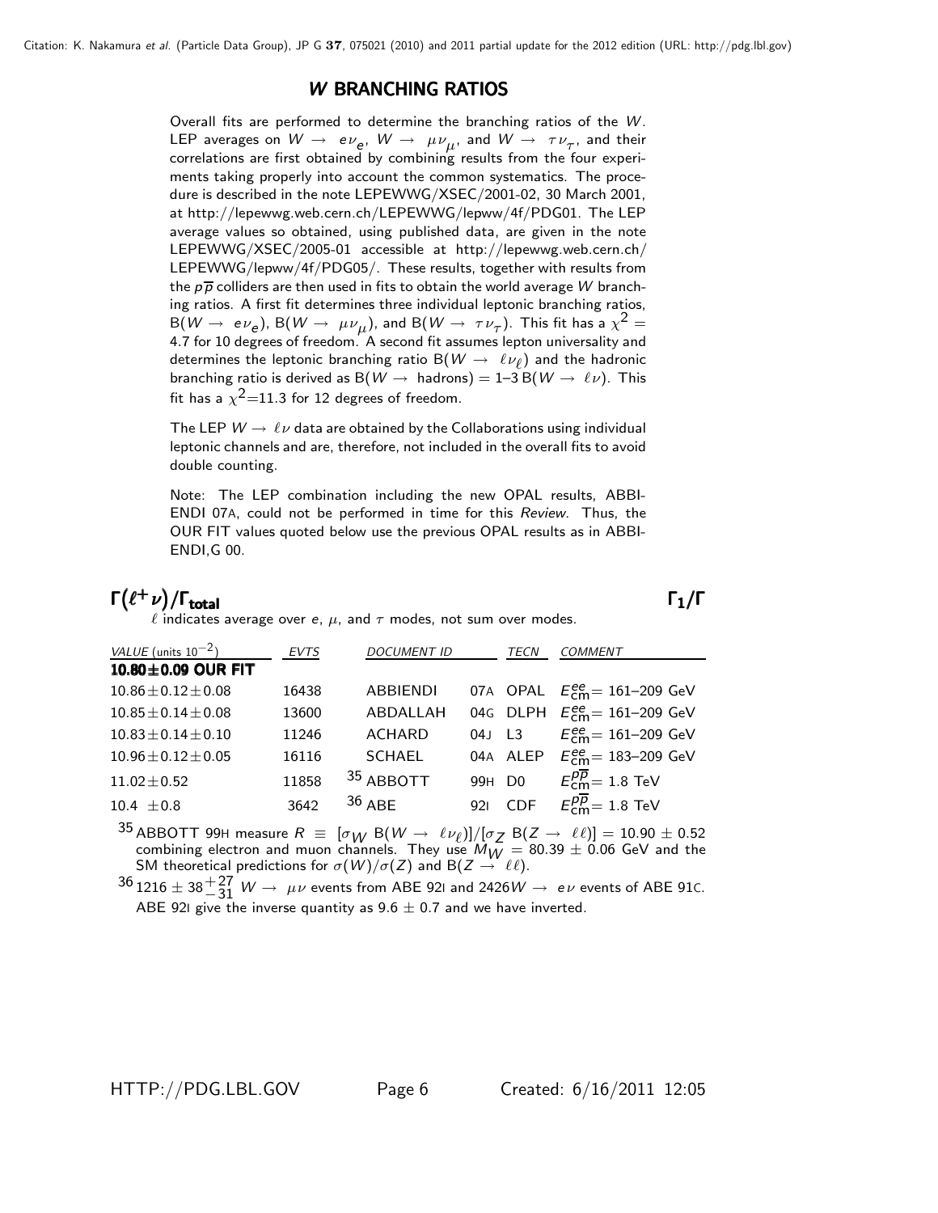## *W* BRANCHING RATIOS

Overall fits are performed to determine the branching ratios of the $W$. LEP averages on $W \to e\nu_e$, $W \to \mu\nu_\mu$, and $W \to \tau\nu_\tau$, and their correlations are first obtained by combining results from the four experiments taking properly into account the common systematics. The procedure is described in the note LEPEWWG/XSEC/2001-02, 30 March 2001, at http://lepewwg.web.cern.ch/LEPEWWG/lepww/4f/PDG01. The LEP average values so obtained, using published data, are given in the note LEPEWWG/XSEC/2005-01 accessible at http://lepewwg.web.cern.ch/LEPEWWG/lepww/4f/PDG05/. These results, together with results from the $p\overline{p}$ colliders are then used in fits to obtain the world average $W$ branching ratios. A first fit determines three individual leptonic branching ratios, B($W \to e\nu_e$), B($W \to \mu\nu_\mu$), and B($W \to \tau\nu_\tau$). This fit has a $\chi^2 =$ 4.7 for 10 degrees of freedom. A second fit assumes lepton universality and determines the leptonic branching ratio B($W \to \ell\nu_\ell$) and the hadronic branching ratio is derived as B($W \to$ hadrons) = 1–3 B($W \to \ell\nu$). This fit has a $\chi^2$=11.3 for 12 degrees of freedom.

The LEP $W \to \ell\nu$ data are obtained by the Collaborations using individual leptonic channels and are, therefore, not included in the overall fits to avoid double counting.

Note: The LEP combination including the new OPAL results, ABBIENDI 07A, could not be performed in time for this *Review*. Thus, the OUR FIT values quoted below use the previous OPAL results as in ABBIENDI,G 00.

### $\Gamma(\ell^+\nu)/\Gamma_{\text{total}}$ — $\Gamma_1/\Gamma$

$\ell$ indicates average over $e$, $\mu$, and $\tau$ modes, not sum over modes.

| VALUE (units $10^{-2}$) | EVTS | DOCUMENT ID | | TECN | COMMENT |
|---|---|---|---|---|---|
| **10.80±0.09 OUR FIT** | | | | | |
| 10.86±0.12±0.08 | 16438 | ABBIENDI | 07A | OPAL | $E^{ee}_{\text{cm}}$= 161–209 GeV |
| 10.85±0.14±0.08 | 13600 | ABDALLAH | 04G | DLPH | $E^{ee}_{\text{cm}}$= 161–209 GeV |
| 10.83±0.14±0.10 | 11246 | ACHARD | 04J | L3 | $E^{ee}_{\text{cm}}$= 161–209 GeV |
| 10.96±0.12±0.05 | 16116 | SCHAEL | 04A | ALEP | $E^{ee}_{\text{cm}}$= 183–209 GeV |
| 11.02±0.52 | 11858 | [35] ABBOTT | 99H | D0 | $E^{p\overline{p}}_{\text{cm}}$= 1.8 TeV |
| 10.4 ±0.8 | 3642 | [36] ABE | 92I | CDF | $E^{p\overline{p}}_{\text{cm}}$= 1.8 TeV |

[35] ABBOTT 99H measure $R \equiv [\sigma_W \, \text{B}(W \to \ell\nu_\ell)]/[\sigma_Z \, \text{B}(Z \to \ell\ell)] = 10.90 \pm 0.52$ combining electron and muon channels. They use $M_W = 80.39 \pm 0.06$ GeV and the SM theoretical predictions for $\sigma(W)/\sigma(Z)$ and B($Z \to \ell\ell$).

[36] $1216 \pm 38^{+27}_{-31}$ $W \to \mu\nu$ events from ABE 92I and 2426$W \to e\nu$ events of ABE 91C. ABE 92I give the inverse quantity as 9.6 ± 0.7 and we have inverted.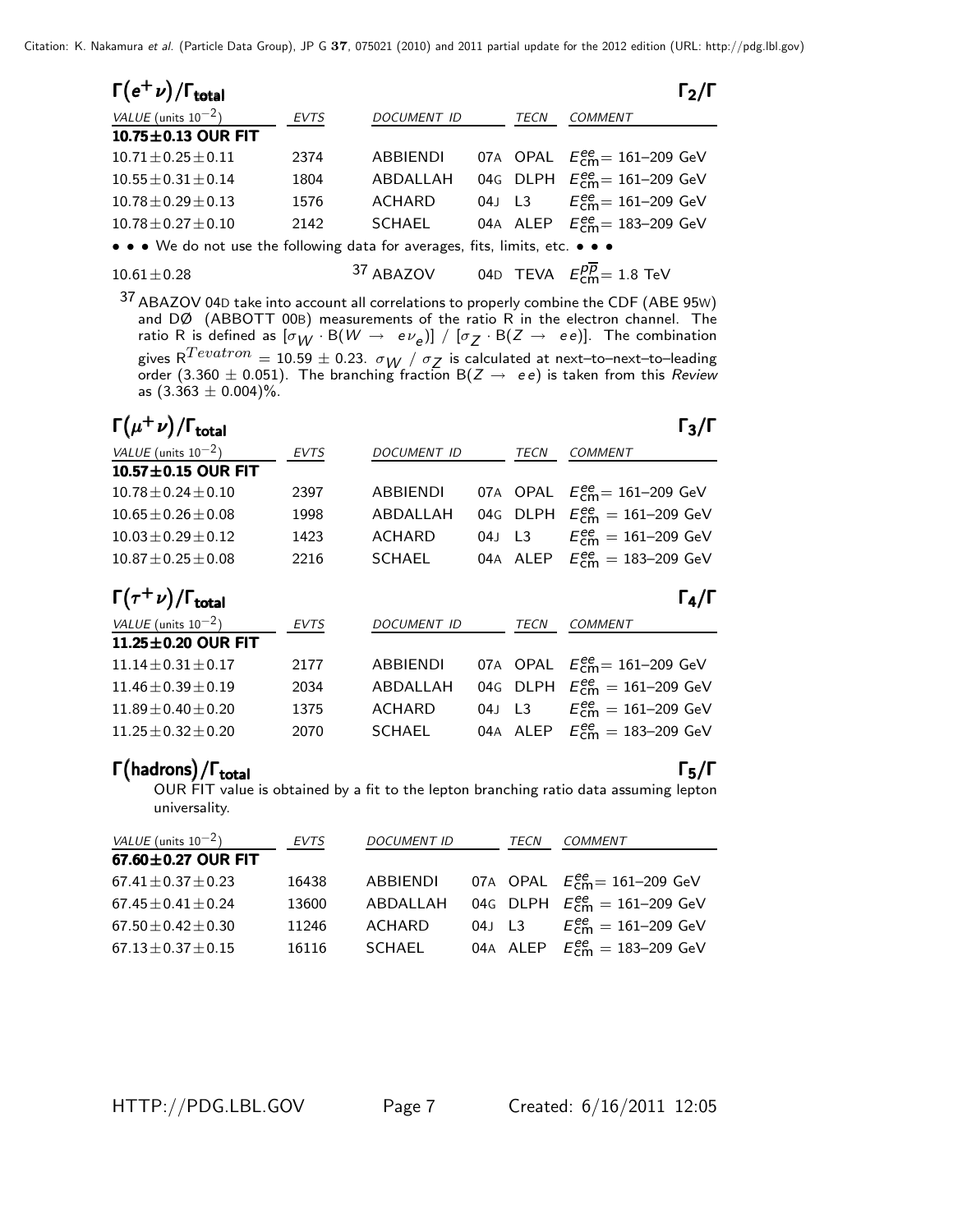## $\Gamma(e^+\nu)/\Gamma_{\text{total}}$ $\Gamma_2/\Gamma$

| VALUE (units $10^{-2}$) | EVTS | DOCUMENT ID | | TECN | COMMENT |
|---|---|---|---|---|---|
| **10.75±0.13 OUR FIT** | | | | | |
| 10.71±0.25±0.11 | 2374 | ABBIENDI | 07A | OPAL | $E^{ee}_{\text{cm}}$= 161–209 GeV |
| 10.55±0.31±0.14 | 1804 | ABDALLAH | 04G | DLPH | $E^{ee}_{\text{cm}}$= 161–209 GeV |
| 10.78±0.29±0.13 | 1576 | ACHARD | 04J | L3 | $E^{ee}_{\text{cm}}$= 161–209 GeV |
| 10.78±0.27±0.10 | 2142 | SCHAEL | 04A | ALEP | $E^{ee}_{\text{cm}}$= 183–209 GeV |
| • • • We do not use the following data for averages, fits, limits, etc. • • • | | | | | |
| 10.61±0.28 | | [37] ABAZOV | 04D | TEVA | $E^{p\overline{p}}_{\text{cm}}$= 1.8 TeV |

[37] ABAZOV 04D take into account all correlations to properly combine the CDF (ABE 95W) and DØ (ABBOTT 00B) measurements of the ratio R in the electron channel. The ratio R is defined as $[\sigma_W \cdot B(W \rightarrow e\nu_e)] / [\sigma_Z \cdot B(Z \rightarrow ee)]$. The combination gives $R^{Tevatron}$ = 10.59 ± 0.23. $\sigma_W$ / $\sigma_Z$ is calculated at next–to–next–to–leading order (3.360 ± 0.051). The branching fraction $B(Z \rightarrow ee)$ is taken from this *Review* as (3.363 ± 0.004)%.

## $\Gamma(\mu^+\nu)/\Gamma_{\text{total}}$ $\Gamma_3/\Gamma$

| VALUE (units $10^{-2}$) | EVTS | DOCUMENT ID | | TECN | COMMENT |
|---|---|---|---|---|---|
| **10.57±0.15 OUR FIT** | | | | | |
| 10.78±0.24±0.10 | 2397 | ABBIENDI | 07A | OPAL | $E^{ee}_{\text{cm}}$= 161–209 GeV |
| 10.65±0.26±0.08 | 1998 | ABDALLAH | 04G | DLPH | $E^{ee}_{\text{cm}}$ = 161–209 GeV |
| 10.03±0.29±0.12 | 1423 | ACHARD | 04J | L3 | $E^{ee}_{\text{cm}}$ = 161–209 GeV |
| 10.87±0.25±0.08 | 2216 | SCHAEL | 04A | ALEP | $E^{ee}_{\text{cm}}$ = 183–209 GeV |

## $\Gamma(\tau^+\nu)/\Gamma_{\text{total}}$ $\Gamma_4/\Gamma$

| VALUE (units $10^{-2}$) | EVTS | DOCUMENT ID | | TECN | COMMENT |
|---|---|---|---|---|---|
| **11.25±0.20 OUR FIT** | | | | | |
| 11.14±0.31±0.17 | 2177 | ABBIENDI | 07A | OPAL | $E^{ee}_{\text{cm}}$= 161–209 GeV |
| 11.46±0.39±0.19 | 2034 | ABDALLAH | 04G | DLPH | $E^{ee}_{\text{cm}}$ = 161–209 GeV |
| 11.89±0.40±0.20 | 1375 | ACHARD | 04J | L3 | $E^{ee}_{\text{cm}}$ = 161–209 GeV |
| 11.25±0.32±0.20 | 2070 | SCHAEL | 04A | ALEP | $E^{ee}_{\text{cm}}$ = 183–209 GeV |

## $\Gamma(\text{hadrons})/\Gamma_{\text{total}}$ $\Gamma_5/\Gamma$

OUR FIT value is obtained by a fit to the lepton branching ratio data assuming lepton universality.

| VALUE (units $10^{-2}$) | EVTS | DOCUMENT ID | | TECN | COMMENT |
|---|---|---|---|---|---|
| **67.60±0.27 OUR FIT** | | | | | |
| 67.41±0.37±0.23 | 16438 | ABBIENDI | 07A | OPAL | $E^{ee}_{\text{cm}}$= 161–209 GeV |
| 67.45±0.41±0.24 | 13600 | ABDALLAH | 04G | DLPH | $E^{ee}_{\text{cm}}$ = 161–209 GeV |
| 67.50±0.42±0.30 | 11246 | ACHARD | 04J | L3 | $E^{ee}_{\text{cm}}$ = 161–209 GeV |
| 67.13±0.37±0.15 | 16116 | SCHAEL | 04A | ALEP | $E^{ee}_{\text{cm}}$ = 183–209 GeV |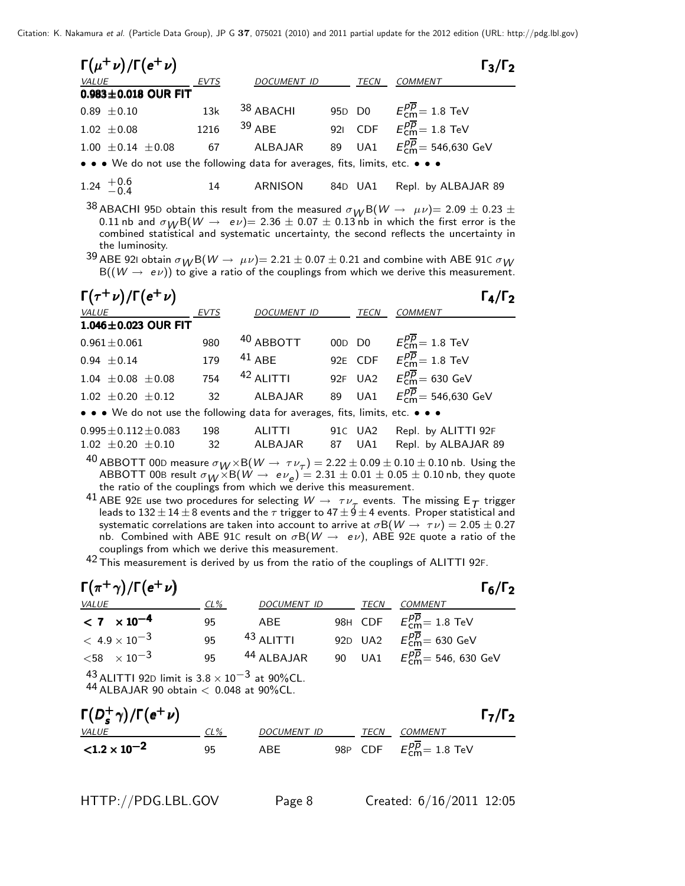## $\Gamma(\mu^+\nu)/\Gamma(e^+\nu)$ $\Gamma_3/\Gamma_2$

| VALUE | EVTS | DOCUMENT ID | | TECN | COMMENT |
|---|---|---|---|---|---|
| **0.983±0.018 OUR FIT** | | | | | |
| 0.89 ±0.10 | 13k | [38] ABACHI | 95D | D0 | $E_{cm}^{p\overline{p}}$= 1.8 TeV |
| 1.02 ±0.08 | 1216 | [39] ABE | 92I | CDF | $E_{cm}^{p\overline{p}}$= 1.8 TeV |
| 1.00 ±0.14 ±0.08 | 67 | ALBAJAR | 89 | UA1 | $E_{cm}^{p\overline{p}}$= 546,630 GeV |
| • • • We do not use the following data for averages, fits, limits, etc. • • • | | | | | |
| $1.24\ ^{+0.6}_{-0.4}$ | 14 | ARNISON | 84D | UA1 | Repl. by ALBAJAR 89 |

[38] ABACHI 95D obtain this result from the measured $\sigma_W B(W \to \mu\nu)$= 2.09 ± 0.23 ± 0.11 nb and $\sigma_W B(W \to e\nu)$= 2.36 ± 0.07 ± 0.13 nb in which the first error is the combined statistical and systematic uncertainty, the second reflects the uncertainty in the luminosity.

[39] ABE 92I obtain $\sigma_W B(W \to \mu\nu)$= 2.21 ± 0.07 ± 0.21 and combine with ABE 91C $\sigma_W B((W \to e\nu))$ to give a ratio of the couplings from which we derive this measurement.

## $\Gamma(\tau^+\nu)/\Gamma(e^+\nu)$ $\Gamma_4/\Gamma_2$

| VALUE | EVTS | DOCUMENT ID | | TECN | COMMENT |
|---|---|---|---|---|---|
| **1.046±0.023 OUR FIT** | | | | | |
| 0.961±0.061 | 980 | [40] ABBOTT | 00D | D0 | $E_{cm}^{p\overline{p}}$= 1.8 TeV |
| 0.94 ±0.14 | 179 | [41] ABE | 92E | CDF | $E_{cm}^{p\overline{p}}$= 1.8 TeV |
| 1.04 ±0.08 ±0.08 | 754 | [42] ALITTI | 92F | UA2 | $E_{cm}^{p\overline{p}}$= 630 GeV |
| 1.02 ±0.20 ±0.12 | 32 | ALBAJAR | 89 | UA1 | $E_{cm}^{p\overline{p}}$= 546,630 GeV |
| • • • We do not use the following data for averages, fits, limits, etc. • • • | | | | | |
| 0.995±0.112±0.083 | 198 | ALITTI | 91C | UA2 | Repl. by ALITTI 92F |
| 1.02 ±0.20 ±0.10 | 32 | ALBAJAR | 87 | UA1 | Repl. by ALBAJAR 89 |

[40] ABBOTT 00D measure $\sigma_W \times B(W \to \tau\nu_\tau)$ = 2.22 ± 0.09 ± 0.10 ± 0.10 nb. Using the ABBOTT 00B result $\sigma_W \times B(W \to e\nu_e)$ = 2.31 ± 0.01 ± 0.05 ± 0.10 nb, they quote the ratio of the couplings from which we derive this measurement.

[41] ABE 92E use two procedures for selecting $W \to \tau\nu_\tau$ events. The missing $E_T$ trigger leads to 132 ± 14 ± 8 events and the $\tau$ trigger to 47 ± 9 ± 4 events. Proper statistical and systematic correlations are taken into account to arrive at $\sigma B(W \to \tau\nu)$ = 2.05 ± 0.27 nb. Combined with ABE 91C result on $\sigma B(W \to e\nu)$, ABE 92E quote a ratio of the couplings from which we derive this measurement.

[42] This measurement is derived by us from the ratio of the couplings of ALITTI 92F.

## $\Gamma(\pi^+\gamma)/\Gamma(e^+\nu)$ $\Gamma_6/\Gamma_2$

| VALUE | CL% | DOCUMENT ID | | TECN | COMMENT |
|---|---|---|---|---|---|
| **< 7 $\times 10^{-4}$** | 95 | ABE | 98H | CDF | $E_{cm}^{p\overline{p}}$= 1.8 TeV |
| < 4.9 $\times 10^{-3}$ | 95 | [43] ALITTI | 92D | UA2 | $E_{cm}^{p\overline{p}}$= 630 GeV |
| <58 $\times 10^{-3}$ | 95 | [44] ALBAJAR | 90 | UA1 | $E_{cm}^{p\overline{p}}$= 546, 630 GeV |

[43] ALITTI 92D limit is $3.8 \times 10^{-3}$ at 90%CL.
[44] ALBAJAR 90 obtain < 0.048 at 90%CL.

## $\Gamma(D_s^+\gamma)/\Gamma(e^+\nu)$ $\Gamma_7/\Gamma_2$

| VALUE | CL% | DOCUMENT ID | | TECN | COMMENT |
|---|---|---|---|---|---|
| **<1.2 $\times 10^{-2}$** | 95 | ABE | 98P | CDF | $E_{cm}^{p\overline{p}}$= 1.8 TeV |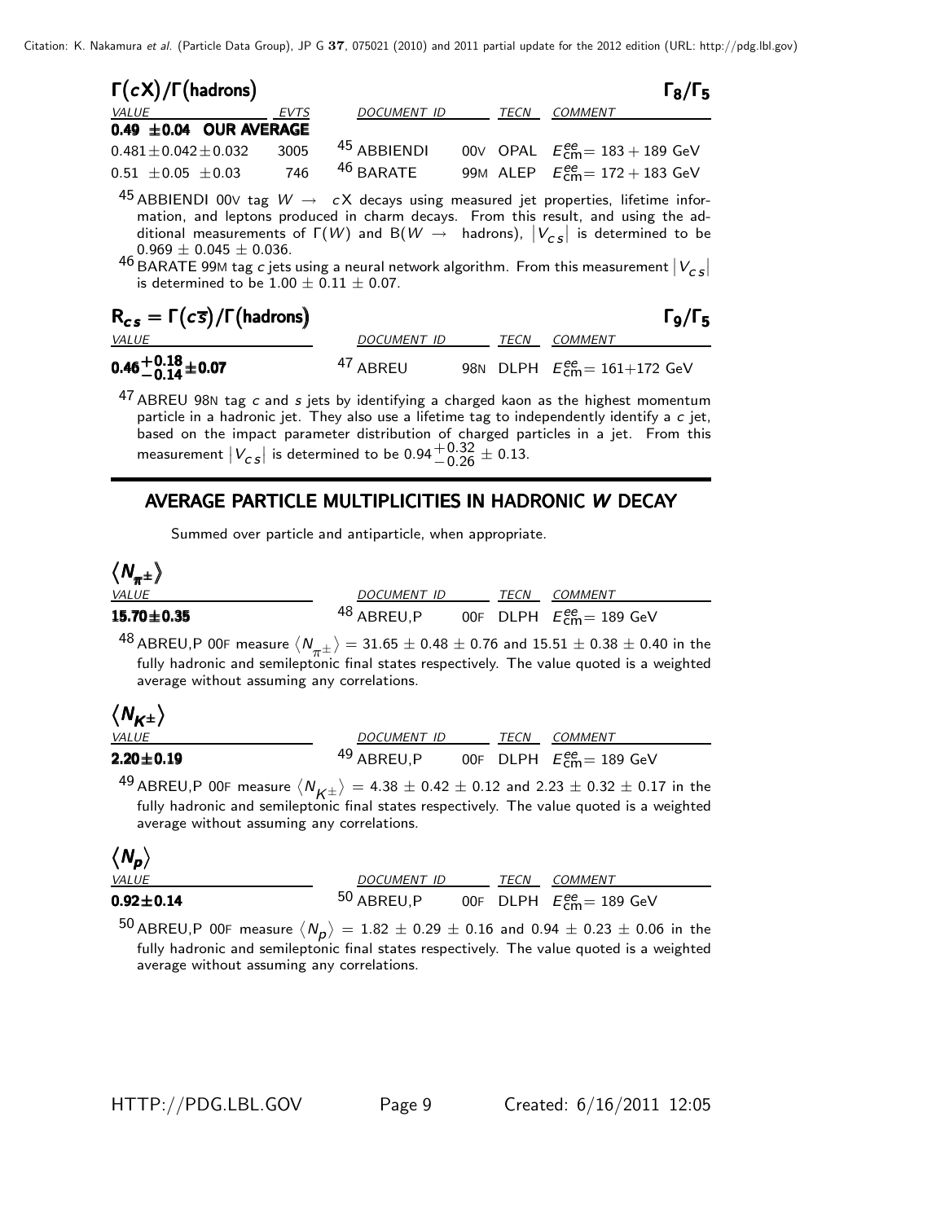### $\Gamma(cX)/\Gamma(\text{hadrons})$ $\Gamma_8/\Gamma_5$

| VALUE | EVTS | DOCUMENT ID | TECN | COMMENT |
|---|---|---|---|---|
| **0.49 ±0.04 OUR AVERAGE** | | | | |
| $0.481 \pm 0.042 \pm 0.032$ | 3005 | [45] ABBIENDI | 00V OPAL | $E^{ee}_{cm} = 183 + 189$ GeV |
| $0.51 \pm 0.05 \pm 0.03$ | 746 | [46] BARATE | 99M ALEP | $E^{ee}_{cm} = 172 + 183$ GeV |

[45] ABBIENDI 00V tag $W \rightarrow cX$ decays using measured jet properties, lifetime information, and leptons produced in charm decays. From this result, and using the additional measurements of $\Gamma(W)$ and B($W \rightarrow$ hadrons), $|V_{cs}|$ is determined to be $0.969 \pm 0.045 \pm 0.036$.

[46] BARATE 99M tag $c$ jets using a neural network algorithm. From this measurement $|V_{cs}|$ is determined to be $1.00 \pm 0.11 \pm 0.07$.

### $R_{cs} = \Gamma(c\overline{s})/\Gamma(\text{hadrons})$ $\Gamma_9/\Gamma_5$

| VALUE | DOCUMENT ID | TECN | COMMENT |
|---|---|---|---|
| $\mathbf{0.46^{+0.18}_{-0.14} \pm 0.07}$ | [47] ABREU | 98N DLPH | $E^{ee}_{cm} = 161+172$ GeV |

[47] ABREU 98N tag $c$ and $s$ jets by identifying a charged kaon as the highest momentum particle in a hadronic jet. They also use a lifetime tag to independently identify a $c$ jet, based on the impact parameter distribution of charged particles in a jet. From this measurement $|V_{cs}|$ is determined to be $0.94^{+0.32}_{-0.26} \pm 0.13$.

## AVERAGE PARTICLE MULTIPLICITIES IN HADRONIC $W$ DECAY

Summed over particle and antiparticle, when appropriate.

### $\langle N_{\pi^\pm} \rangle$

| VALUE | DOCUMENT ID | TECN | COMMENT |
|---|---|---|---|
| **15.70±0.35** | [48] ABREU,P | 00F DLPH | $E^{ee}_{cm} = 189$ GeV |

[48] ABREU,P 00F measure $\langle N_{\pi^\pm} \rangle = 31.65 \pm 0.48 \pm 0.76$ and $15.51 \pm 0.38 \pm 0.40$ in the fully hadronic and semileptonic final states respectively. The value quoted is a weighted average without assuming any correlations.

### $\langle N_{K^\pm} \rangle$

| VALUE | DOCUMENT ID | TECN | COMMENT |
|---|---|---|---|
| **2.20±0.19** | [49] ABREU,P | 00F DLPH | $E^{ee}_{cm} = 189$ GeV |

[49] ABREU,P 00F measure $\langle N_{K^\pm} \rangle = 4.38 \pm 0.42 \pm 0.12$ and $2.23 \pm 0.32 \pm 0.17$ in the fully hadronic and semileptonic final states respectively. The value quoted is a weighted average without assuming any correlations.

### $\langle N_p \rangle$

| VALUE | DOCUMENT ID | TECN | COMMENT |
|---|---|---|---|
| **0.92±0.14** | [50] ABREU,P | 00F DLPH | $E^{ee}_{cm} = 189$ GeV |

[50] ABREU,P 00F measure $\langle N_p \rangle = 1.82 \pm 0.29 \pm 0.16$ and $0.94 \pm 0.23 \pm 0.06$ in the fully hadronic and semileptonic final states respectively. The value quoted is a weighted average without assuming any correlations.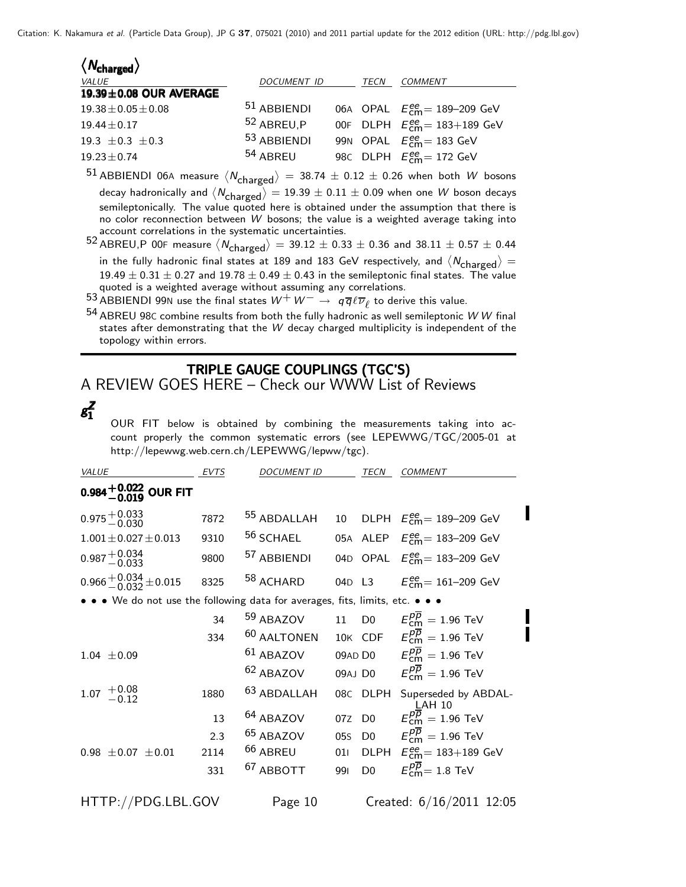### $\langle N_{charged} \rangle$

| VALUE | DOCUMENT ID | | TECN | COMMENT |
|---|---|---|---|---|
| **19.39±0.08 OUR AVERAGE** | | | | |
| 19.38±0.05±0.08 | [51] ABBIENDI | 06A | OPAL | $E^{ee}_{cm}$= 189–209 GeV |
| 19.44±0.17 | [52] ABREU,P | 00F | DLPH | $E^{ee}_{cm}$= 183+189 GeV |
| 19.3 ±0.3 ±0.3 | [53] ABBIENDI | 99N | OPAL | $E^{ee}_{cm}$= 183 GeV |
| 19.23±0.74 | [54] ABREU | 98C | DLPH | $E^{ee}_{cm}$= 172 GeV |

[51] ABBIENDI 06A measure $\langle N_{charged} \rangle$ = 38.74 ± 0.12 ± 0.26 when both $W$ bosons decay hadronically and $\langle N_{charged} \rangle$ = 19.39 ± 0.11 ± 0.09 when one $W$ boson decays semileptonically. The value quoted here is obtained under the assumption that there is no color reconnection between $W$ bosons; the value is a weighted average taking into account correlations in the systematic uncertainties.

[52] ABREU,P 00F measure $\langle N_{charged} \rangle$ = 39.12 ± 0.33 ± 0.36 and 38.11 ± 0.57 ± 0.44 in the fully hadronic final states at 189 and 183 GeV respectively, and $\langle N_{charged} \rangle$ = 19.49 ± 0.31 ± 0.27 and 19.78 ± 0.49 ± 0.43 in the semileptonic final states. The value quoted is a weighted average without assuming any correlations.

[53] ABBIENDI 99N use the final states $W^+ W^- \rightarrow q\overline{q}\ell\overline{\nu}_\ell$ to derive this value.

[54] ABREU 98C combine results from both the fully hadronic as well semileptonic $WW$ final states after demonstrating that the $W$ decay charged multiplicity is independent of the topology within errors.

## TRIPLE GAUGE COUPLINGS (TGC'S)

A REVIEW GOES HERE – Check our WWW List of Reviews

### $g^Z_1$

OUR FIT below is obtained by combining the measurements taking into account properly the common systematic errors (see LEPEWWG/TGC/2005-01 at http://lepewwg.web.cern.ch/LEPEWWG/lepww/tgc).

| VALUE | EVTS | DOCUMENT ID | | TECN | COMMENT |
|---|---|---|---|---|---|
| **$0.984^{+0.022}_{-0.019}$ OUR FIT** | | | | | |
| $0.975^{+0.033}_{-0.030}$ | 7872 | [55] ABDALLAH | 10 | DLPH | $E^{ee}_{cm}$= 189–209 GeV |
| 1.001±0.027±0.013 | 9310 | [56] SCHAEL | 05A | ALEP | $E^{ee}_{cm}$= 183–209 GeV |
| $0.987^{+0.034}_{-0.033}$ | 9800 | [57] ABBIENDI | 04D | OPAL | $E^{ee}_{cm}$= 183–209 GeV |
| $0.966^{+0.034}_{-0.032}$±0.015 | 8325 | [58] ACHARD | 04D | L3 | $E^{ee}_{cm}$= 161–209 GeV |
| • • • We do not use the following data for averages, fits, limits, etc. • • • | | | | | |
| | 34 | [59] ABAZOV | 11 | D0 | $E^{p\overline{p}}_{cm}$ = 1.96 TeV |
| | 334 | [60] AALTONEN | 10K | CDF | $E^{p\overline{p}}_{cm}$ = 1.96 TeV |
| 1.04 ±0.09 | | [61] ABAZOV | 09AD | D0 | $E^{p\overline{p}}_{cm}$ = 1.96 TeV |
| | | [62] ABAZOV | 09AJ | D0 | $E^{p\overline{p}}_{cm}$ = 1.96 TeV |
| 1.07 $^{+0.08}_{-0.12}$ | 1880 | [63] ABDALLAH | 08C | DLPH | Superseded by ABDALLAH 10 |
| | 13 | [64] ABAZOV | 07Z | D0 | $E^{p\overline{p}}_{cm}$ = 1.96 TeV |
| | 2.3 | [65] ABAZOV | 05S | D0 | $E^{p\overline{p}}_{cm}$ = 1.96 TeV |
| 0.98 ±0.07 ±0.01 | 2114 | [66] ABREU | 01I | DLPH | $E^{ee}_{cm}$= 183+189 GeV |
| | 331 | [67] ABBOTT | 99I | D0 | $E^{p\overline{p}}_{cm}$= 1.8 TeV |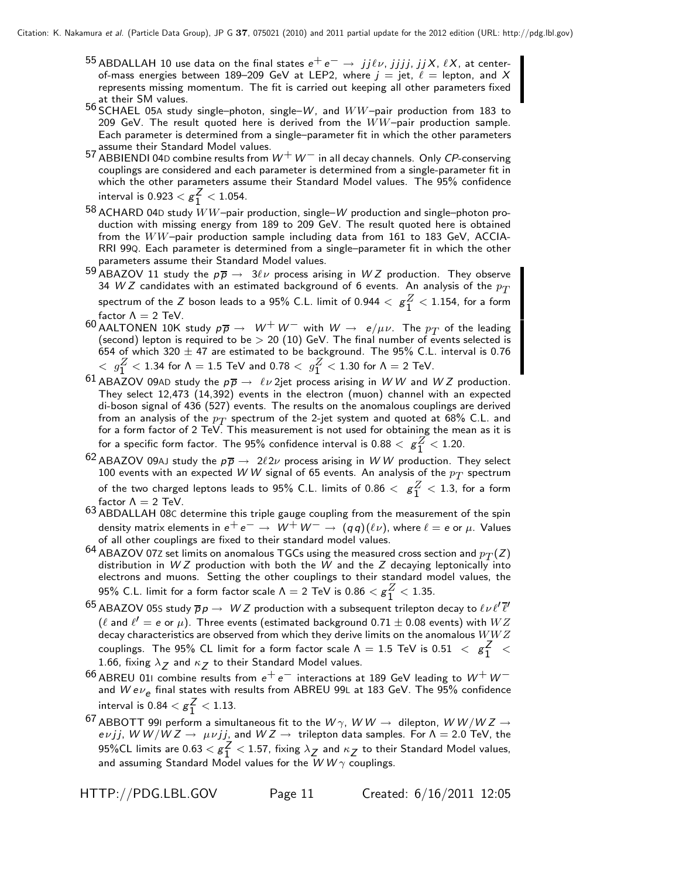[55] ABDALLAH 10 use data on the final states $e^+ e^- \rightarrow jj\ell\nu$, $jjjj$, $jjX$, $\ell X$, at center-of-mass energies between 189–209 GeV at LEP2, where $j$ = jet, $\ell$ = lepton, and $X$ represents missing momentum. The fit is carried out keeping all other parameters fixed at their SM values.

[56] SCHAEL 05A study single–photon, single–$W$, and $WW$–pair production from 183 to 209 GeV. The result quoted here is derived from the $WW$–pair production sample. Each parameter is determined from a single–parameter fit in which the other parameters assume their Standard Model values.

[57] ABBIENDI 04D combine results from $W^+ W^-$ in all decay channels. Only *CP*-conserving couplings are considered and each parameter is determined from a single-parameter fit in which the other parameters assume their Standard Model values. The 95% confidence interval is $0.923 < g_1^Z < 1.054$.

[58] ACHARD 04D study $WW$–pair production, single–$W$ production and single–photon production with missing energy from 189 to 209 GeV. The result quoted here is obtained from the $WW$–pair production sample including data from 161 to 183 GeV, ACCIARRI 99Q. Each parameter is determined from a single–parameter fit in which the other parameters assume their Standard Model values.

[59] ABAZOV 11 study the $p\overline{p} \rightarrow 3\ell\nu$ process arising in $WZ$ production. They observe 34 $WZ$ candidates with an estimated background of 6 events. An analysis of the $p_T$ spectrum of the $Z$ boson leads to a 95% C.L. limit of $0.944 < g_1^Z < 1.154$, for a form factor $\Lambda = 2$ TeV.

[60] AALTONEN 10K study $p\overline{p} \rightarrow W^+ W^-$ with $W \rightarrow e/\mu\nu$. The $p_T$ of the leading (second) lepton is required to be $> 20$ (10) GeV. The final number of events selected is 654 of which $320 \pm 47$ are estimated to be background. The 95% C.L. interval is $0.76 < g_1^Z < 1.34$ for $\Lambda = 1.5$ TeV and $0.78 < g_1^Z < 1.30$ for $\Lambda = 2$ TeV.

[61] ABAZOV 09AD study the $p\overline{p} \rightarrow \ell\nu$ 2jet process arising in $WW$ and $WZ$ production. They select 12,473 (14,392) events in the electron (muon) channel with an expected di-boson signal of 436 (527) events. The results on the anomalous couplings are derived from an analysis of the $p_T$ spectrum of the 2-jet system and quoted at 68% C.L. and for a form factor of 2 TeV. This measurement is not used for obtaining the mean as it is for a specific form factor. The 95% confidence interval is $0.88 < g_1^Z < 1.20$.

[62] ABAZOV 09AJ study the $p\overline{p} \rightarrow 2\ell 2\nu$ process arising in $WW$ production. They select 100 events with an expected $WW$ signal of 65 events. An analysis of the $p_T$ spectrum of the two charged leptons leads to 95% C.L. limits of $0.86 < g_1^Z < 1.3$, for a form factor $\Lambda = 2$ TeV.

[63] ABDALLAH 08C determine this triple gauge coupling from the measurement of the spin density matrix elements in $e^+ e^- \rightarrow W^+ W^- \rightarrow (qq)(\ell\nu)$, where $\ell = e$ or $\mu$. Values of all other couplings are fixed to their standard model values.

[64] ABAZOV 07Z set limits on anomalous TGCs using the measured cross section and $p_T(Z)$ distribution in $WZ$ production with both the $W$ and the $Z$ decaying leptonically into electrons and muons. Setting the other couplings to their standard model values, the 95% C.L. limit for a form factor scale $\Lambda = 2$ TeV is $0.86 < g_1^Z < 1.35$.

[65] ABAZOV 05S study $\overline{p}p \rightarrow WZ$ production with a subsequent trilepton decay to $\ell\nu\ell'\overline{\ell}'$ ($\ell$ and $\ell' = e$ or $\mu$). Three events (estimated background $0.71 \pm 0.08$ events) with $WZ$ decay characteristics are observed from which they derive limits on the anomalous $WWZ$ couplings. The 95% CL limit for a form factor scale $\Lambda = 1.5$ TeV is $0.51 < g_1^Z < 1.66$, fixing $\lambda_Z$ and $\kappa_Z$ to their Standard Model values.

[66] ABREU 01I combine results from $e^+ e^-$ interactions at 189 GeV leading to $W^+ W^-$ and $W e \nu_e$ final states with results from ABREU 99L at 183 GeV. The 95% confidence interval is $0.84 < g_1^Z < 1.13$.

[67] ABBOTT 99I perform a simultaneous fit to the $W\gamma$, $WW \rightarrow$ dilepton, $WW/WZ \rightarrow e\nu jj$, $WW/WZ \rightarrow \mu\nu jj$, and $WZ \rightarrow$ trilepton data samples. For $\Lambda = 2.0$ TeV, the 95%CL limits are $0.63 < g_1^Z < 1.57$, fixing $\lambda_Z$ and $\kappa_Z$ to their Standard Model values, and assuming Standard Model values for the $WW\gamma$ couplings.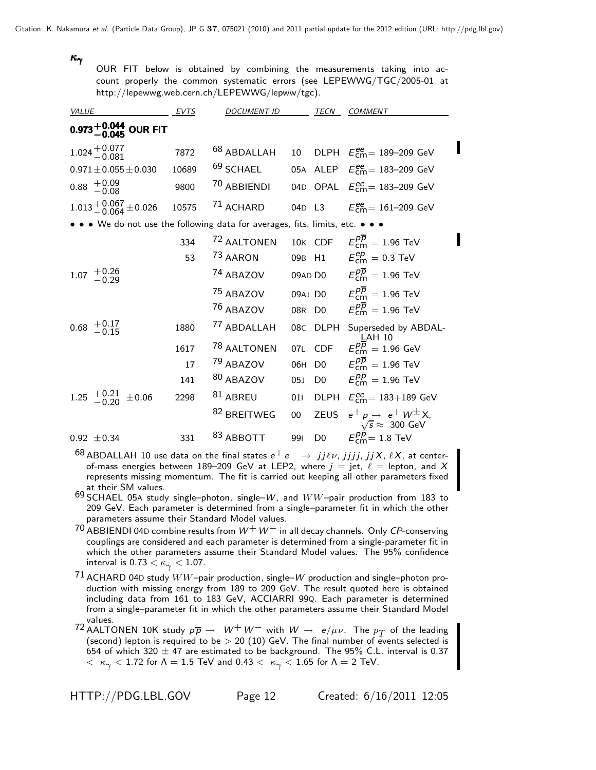### $\kappa_\gamma$

OUR FIT below is obtained by combining the measurements taking into account properly the common systematic errors (see LEPEWWG/TGC/2005-01 at http://lepewwg.web.cern.ch/LEPEWWG/lepww/tgc).

| VALUE | EVTS | DOCUMENT ID | | TECN | COMMENT |
|---|---|---|---|---|---|
| **$0.973^{+0.044}_{-0.045}$ OUR FIT** | | | | | |
| $1.024^{+0.077}_{-0.081}$ | 7872 | [68] ABDALLAH | 10 | DLPH | $E^{ee}_{cm}$= 189–209 GeV |
| $0.971 \pm 0.055 \pm 0.030$ | 10689 | [69] SCHAEL | 05A | ALEP | $E^{ee}_{cm}$= 183–209 GeV |
| $0.88\ ^{+0.09}_{-0.08}$ | 9800 | [70] ABBIENDI | 04D | OPAL | $E^{ee}_{cm}$= 183–209 GeV |
| $1.013^{+0.067}_{-0.064} \pm 0.026$ | 10575 | [71] ACHARD | 04D | L3 | $E^{ee}_{cm}$= 161–209 GeV |
| • • • We do not use the following data for averages, fits, limits, etc. • • • | | | | | |
| | 334 | [72] AALTONEN | 10K | CDF | $E^{p\overline{p}}_{cm}$ = 1.96 TeV |
| | 53 | [73] AARON | 09B | H1 | $E^{ep}_{cm}$ = 0.3 TeV |
| $1.07\ ^{+0.26}_{-0.29}$ | | [74] ABAZOV | 09AD | D0 | $E^{p\overline{p}}_{cm}$ = 1.96 TeV |
| | | [75] ABAZOV | 09AJ | D0 | $E^{p\overline{p}}_{cm}$ = 1.96 TeV |
| | | [76] ABAZOV | 08R | D0 | $E^{p\overline{p}}_{cm}$ = 1.96 TeV |
| $0.68\ ^{+0.17}_{-0.15}$ | 1880 | [77] ABDALLAH | 08C | DLPH | Superseded by ABDALLAH 10 |
| | 1617 | [78] AALTONEN | 07L | CDF | $E^{p\overline{p}}_{cm}$ = 1.96 GeV |
| | 17 | [79] ABAZOV | 06H | D0 | $E^{p\overline{p}}_{cm}$ = 1.96 TeV |
| | 141 | [80] ABAZOV | 05J | D0 | $E^{p\overline{p}}_{cm}$ = 1.96 TeV |
| $1.25\ ^{+0.21}_{-0.20} \pm 0.06$ | 2298 | [81] ABREU | 01I | DLPH | $E^{ee}_{cm}$= 183+189 GeV |
| | | [82] BREITWEG | 00 | ZEUS | $e^+ p \rightarrow e^+ W^\pm X$, $\sqrt{s} \approx$ 300 GeV |
| $0.92 \pm 0.34$ | 331 | [83] ABBOTT | 99I | D0 | $E^{p\overline{p}}_{cm}$= 1.8 TeV |

[68] ABDALLAH 10 use data on the final states $e^+ e^- \rightarrow jj\ell\nu$, $jjjj$, $jjX$, $\ell X$, at center-of-mass energies between 189–209 GeV at LEP2, where $j$ = jet, $\ell$ = lepton, and $X$ represents missing momentum. The fit is carried out keeping all other parameters fixed at their SM values.

[69] SCHAEL 05A study single–photon, single–$W$, and $WW$–pair production from 183 to 209 GeV. Each parameter is determined from a single–parameter fit in which the other parameters assume their Standard Model values.

[70] ABBIENDI 04D combine results from $W^+ W^-$ in all decay channels. Only $CP$-conserving couplings are considered and each parameter is determined from a single-parameter fit in which the other parameters assume their Standard Model values. The 95% confidence interval is $0.73 < \kappa_\gamma < 1.07$.

[71] ACHARD 04D study $WW$–pair production, single–$W$ production and single–photon production with missing energy from 189 to 209 GeV. The result quoted here is obtained including data from 161 to 183 GeV, ACCIARRI 99Q. Each parameter is determined from a single–parameter fit in which the other parameters assume their Standard Model values.

[72] AALTONEN 10K study $p\overline{p} \rightarrow W^+ W^-$ with $W \rightarrow e/\mu\nu$. The $p_T$ of the leading (second) lepton is required to be > 20 (10) GeV. The final number of events selected is 654 of which 320 ± 47 are estimated to be background. The 95% C.L. interval is $0.37 < \kappa_\gamma < 1.72$ for $\Lambda$ = 1.5 TeV and $0.43 < \kappa_\gamma < 1.65$ for $\Lambda$ = 2 TeV.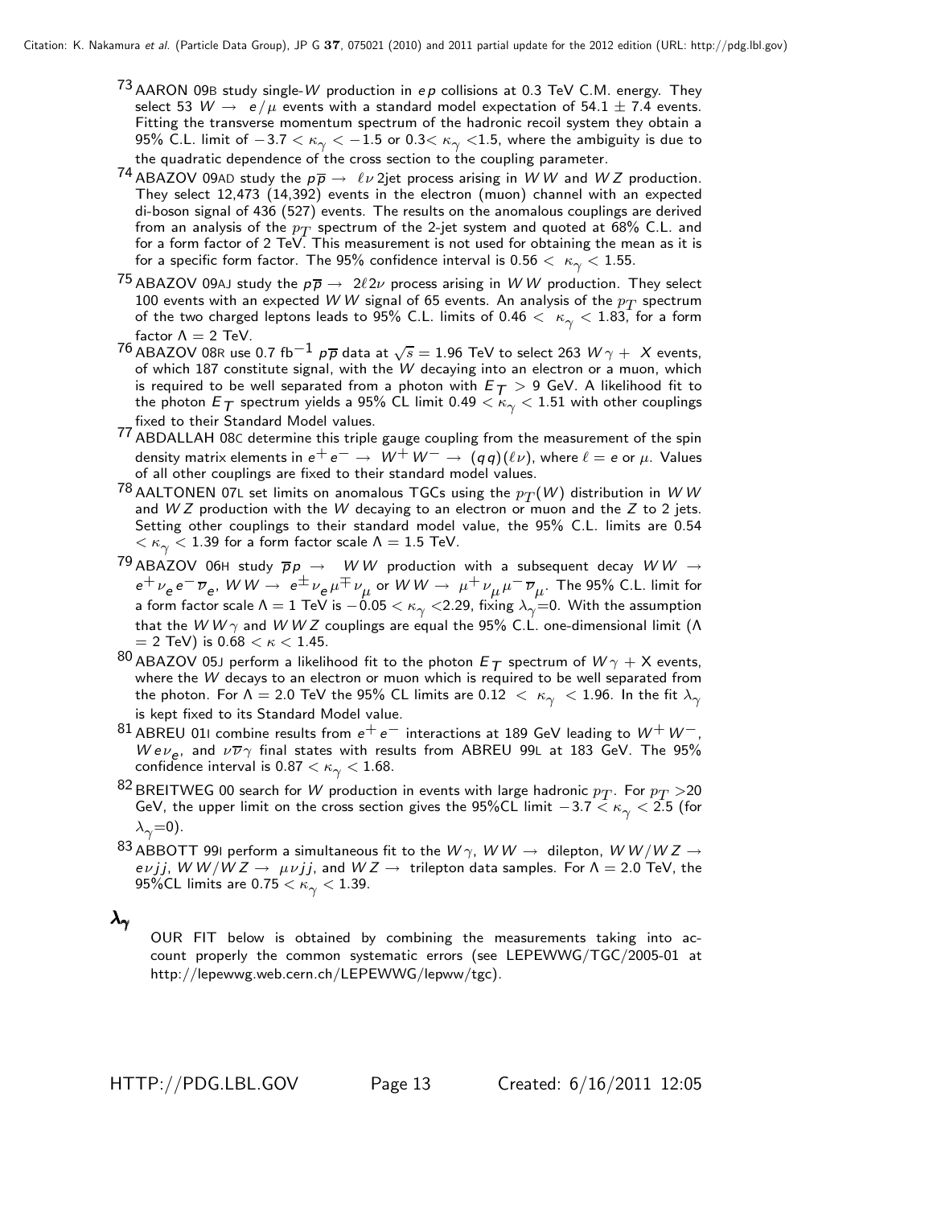[73] AARON 09B study single-$W$ production in $e p$ collisions at 0.3 TeV C.M. energy. They select 53 $W \rightarrow e/\mu$ events with a standard model expectation of $54.1 \pm 7.4$ events. Fitting the transverse momentum spectrum of the hadronic recoil system they obtain a 95% C.L. limit of $-3.7 < \kappa_\gamma < -1.5$ or $0.3 < \kappa_\gamma < 1.5$, where the ambiguity is due to the quadratic dependence of the cross section to the coupling parameter.

[74] ABAZOV 09AD study the $p\overline{p} \rightarrow \ell\nu$ 2jet process arising in $WW$ and $WZ$ production. They select 12,473 (14,392) events in the electron (muon) channel with an expected di-boson signal of 436 (527) events. The results on the anomalous couplings are derived from an analysis of the $p_T$ spectrum of the 2-jet system and quoted at 68% C.L. and for a form factor of 2 TeV. This measurement is not used for obtaining the mean as it is for a specific form factor. The 95% confidence interval is $0.56 < \kappa_\gamma < 1.55$.

[75] ABAZOV 09AJ study the $p\overline{p} \rightarrow 2\ell 2\nu$ process arising in $WW$ production. They select 100 events with an expected $WW$ signal of 65 events. An analysis of the $p_T$ spectrum of the two charged leptons leads to 95% C.L. limits of $0.46 < \kappa_\gamma < 1.83$, for a form factor $\Lambda = 2$ TeV.

[76] ABAZOV 08R use 0.7 fb$^{-1}$ $p\overline{p}$ data at $\sqrt{s} = 1.96$ TeV to select 263 $W\gamma + X$ events, of which 187 constitute signal, with the $W$ decaying into an electron or a muon, which is required to be well separated from a photon with $E_T > 9$ GeV. A likelihood fit to the photon $E_T$ spectrum yields a 95% CL limit $0.49 < \kappa_\gamma < 1.51$ with other couplings fixed to their Standard Model values.

[77] ABDALLAH 08C determine this triple gauge coupling from the measurement of the spin density matrix elements in $e^+ e^- \rightarrow W^+ W^- \rightarrow (q q)(\ell \nu)$, where $\ell = e$ or $\mu$. Values of all other couplings are fixed to their standard model values.

[78] AALTONEN 07L set limits on anomalous TGCs using the $p_T(W)$ distribution in $WW$ and $WZ$ production with the $W$ decaying to an electron or muon and the $Z$ to 2 jets. Setting other couplings to their standard model value, the 95% C.L. limits are $0.54 < \kappa_\gamma < 1.39$ for a form factor scale $\Lambda = 1.5$ TeV.

[79] ABAZOV 06H study $\overline{p}p \rightarrow WW$ production with a subsequent decay $WW \rightarrow e^+ \nu_e e^- \overline{\nu}_e$, $WW \rightarrow e^\pm \nu_e \mu^\mp \nu_\mu$ or $WW \rightarrow \mu^+ \nu_\mu \mu^- \overline{\nu}_\mu$. The 95% C.L. limit for a form factor scale $\Lambda = 1$ TeV is $-0.05 < \kappa_\gamma < 2.29$, fixing $\lambda_\gamma = 0$. With the assumption that the $WW\gamma$ and $WWZ$ couplings are equal the 95% C.L. one-dimensional limit ($\Lambda = 2$ TeV) is $0.68 < \kappa < 1.45$.

[80] ABAZOV 05J perform a likelihood fit to the photon $E_T$ spectrum of $W\gamma$ + X events, where the $W$ decays to an electron or muon which is required to be well separated from the photon. For $\Lambda = 2.0$ TeV the 95% CL limits are $0.12 < \kappa_\gamma < 1.96$. In the fit $\lambda_\gamma$ is kept fixed to its Standard Model value.

[81] ABREU 01I combine results from $e^+ e^-$ interactions at 189 GeV leading to $W^+ W^-$, $W e \nu_e$, and $\nu \overline{\nu} \gamma$ final states with results from ABREU 99L at 183 GeV. The 95% confidence interval is $0.87 < \kappa_\gamma < 1.68$.

[82] BREITWEG 00 search for $W$ production in events with large hadronic $p_T$. For $p_T > 20$ GeV, the upper limit on the cross section gives the 95%CL limit $-3.7 < \kappa_\gamma < 2.5$ (for $\lambda_\gamma = 0$).

[83] ABBOTT 99I perform a simultaneous fit to the $W\gamma$, $WW \rightarrow$ dilepton, $WW/WZ \rightarrow e\nu jj$, $WW/WZ \rightarrow \mu\nu jj$, and $WZ \rightarrow$ trilepton data samples. For $\Lambda = 2.0$ TeV, the 95%CL limits are $0.75 < \kappa_\gamma < 1.39$.

## $\lambda_\gamma$

OUR FIT below is obtained by combining the measurements taking into account properly the common systematic errors (see LEPEWWG/TGC/2005-01 at http://lepewwg.web.cern.ch/LEPEWWG/lepww/tgc).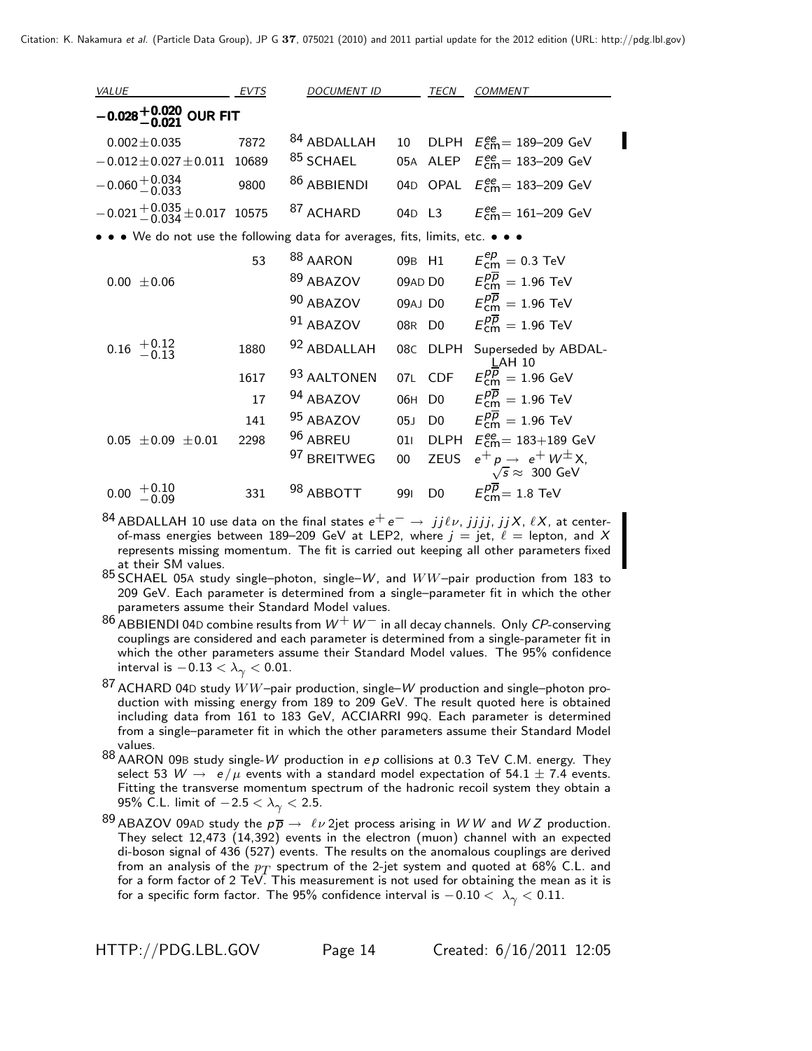| VALUE | EVTS | DOCUMENT ID | | TECN | COMMENT |
|---|---|---|---|---|---|
| **$-0.028^{+0.020}_{-0.021}$ OUR FIT** | | | | | |
| $0.002 \pm 0.035$ | 7872 | [84] ABDALLAH | 10 | DLPH | $E^{ee}_{\rm cm}$= 189–209 GeV |
| $-0.012 \pm 0.027 \pm 0.011$ | 10689 | [85] SCHAEL | 05A | ALEP | $E^{ee}_{\rm cm}$= 183–209 GeV |
| $-0.060^{+0.034}_{-0.033}$ | 9800 | [86] ABBIENDI | 04D | OPAL | $E^{ee}_{\rm cm}$= 183–209 GeV |
| $-0.021^{+0.035}_{-0.034} \pm 0.017$ | 10575 | [87] ACHARD | 04D | L3 | $E^{ee}_{\rm cm}$= 161–209 GeV |
| • • • We do not use the following data for averages, fits, limits, etc. • • • | | | | | |
| | 53 | [88] AARON | 09B | H1 | $E^{ep}_{\rm cm}$ = 0.3 TeV |
| $0.00 \pm 0.06$ | | [89] ABAZOV | 09AD | D0 | $E^{p\overline{p}}_{\rm cm}$ = 1.96 TeV |
| | | [90] ABAZOV | 09AJ | D0 | $E^{p\overline{p}}_{\rm cm}$ = 1.96 TeV |
| | | [91] ABAZOV | 08R | D0 | $E^{p\overline{p}}_{\rm cm}$ = 1.96 TeV |
| $0.16 \ ^{+0.12}_{-0.13}$ | 1880 | [92] ABDALLAH | 08C | DLPH | Superseded by ABDALLAH 10 |
| | 1617 | [93] AALTONEN | 07L | CDF | $E^{p\overline{p}}_{\rm cm}$ = 1.96 GeV |
| | 17 | [94] ABAZOV | 06H | D0 | $E^{p\overline{p}}_{\rm cm}$ = 1.96 TeV |
| | 141 | [95] ABAZOV | 05J | D0 | $E^{p\overline{p}}_{\rm cm}$ = 1.96 TeV |
| $0.05 \ \pm 0.09 \ \pm 0.01$ | 2298 | [96] ABREU | 01I | DLPH | $E^{ee}_{\rm cm}$= 183+189 GeV |
| | | [97] BREITWEG | 00 | ZEUS | $e^+ p \rightarrow e^+ W^{\pm} X$, $\sqrt{s} \approx$ 300 GeV |
| $0.00 \ ^{+0.10}_{-0.09}$ | 331 | [98] ABBOTT | 99I | D0 | $E^{p\overline{p}}_{\rm cm}$= 1.8 TeV |

[84] ABDALLAH 10 use data on the final states $e^+ e^- \rightarrow jj\ell\nu$, $jjjj$, $jjX$, $\ell X$, at center-of-mass energies between 189–209 GeV at LEP2, where $j$ = jet, $\ell$ = lepton, and $X$ represents missing momentum. The fit is carried out keeping all other parameters fixed at their SM values.

[85] SCHAEL 05A study single–photon, single–$W$, and $WW$–pair production from 183 to 209 GeV. Each parameter is determined from a single–parameter fit in which the other parameters assume their Standard Model values.

[86] ABBIENDI 04D combine results from $W^+ W^-$ in all decay channels. Only *CP*-conserving couplings are considered and each parameter is determined from a single-parameter fit in which the other parameters assume their Standard Model values. The 95% confidence interval is $-0.13 < \lambda_\gamma < 0.01$.

[87] ACHARD 04D study $WW$–pair production, single–$W$ production and single–photon production with missing energy from 189 to 209 GeV. The result quoted here is obtained including data from 161 to 183 GeV, ACCIARRI 99Q. Each parameter is determined from a single–parameter fit in which the other parameters assume their Standard Model values.

[88] AARON 09B study single-$W$ production in $ep$ collisions at 0.3 TeV C.M. energy. They select 53 $W \rightarrow e/\mu$ events with a standard model expectation of 54.1 $\pm$ 7.4 events. Fitting the transverse momentum spectrum of the hadronic recoil system they obtain a 95% C.L. limit of $-2.5 < \lambda_\gamma < 2.5$.

[89] ABAZOV 09AD study the $p\overline{p} \rightarrow \ell\nu$ 2jet process arising in $WW$ and $WZ$ production. They select 12,473 (14,392) events in the electron (muon) channel with an expected di-boson signal of 436 (527) events. The results on the anomalous couplings are derived from an analysis of the $p_T$ spectrum of the 2-jet system and quoted at 68% C.L. and for a form factor of 2 TeV. This measurement is not used for obtaining the mean as it is for a specific form factor. The 95% confidence interval is $-0.10 < \lambda_\gamma < 0.11$.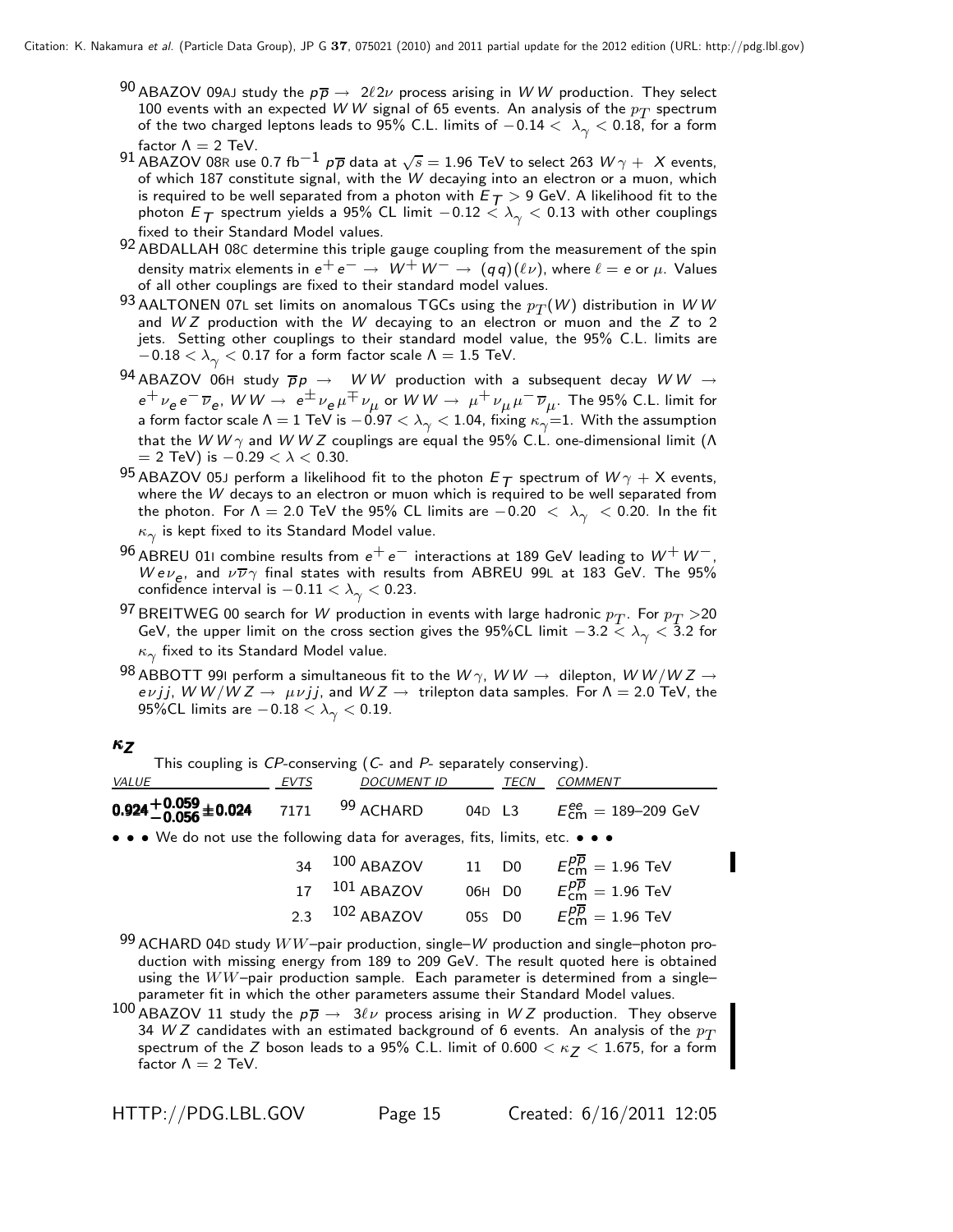[90] ABAZOV 09AJ study the $p\overline{p} \rightarrow 2\ell 2\nu$ process arising in $WW$ production. They select 100 events with an expected $WW$ signal of 65 events. An analysis of the $p_T$ spectrum of the two charged leptons leads to 95% C.L. limits of $-0.14 < \lambda_\gamma < 0.18$, for a form factor $\Lambda = 2$ TeV.

[91] ABAZOV 08R use 0.7 fb$^{-1}$ $p\overline{p}$ data at $\sqrt{s} = 1.96$ TeV to select 263 $W\gamma + X$ events, of which 187 constitute signal, with the $W$ decaying into an electron or a muon, which is required to be well separated from a photon with $E_T > 9$ GeV. A likelihood fit to the photon $E_T$ spectrum yields a 95% CL limit $-0.12 < \lambda_\gamma < 0.13$ with other couplings fixed to their Standard Model values.

[92] ABDALLAH 08C determine this triple gauge coupling from the measurement of the spin density matrix elements in $e^+e^- \rightarrow W^+W^- \rightarrow (qq)(\ell\nu)$, where $\ell = e$ or $\mu$. Values of all other couplings are fixed to their standard model values.

[93] AALTONEN 07L set limits on anomalous TGCs using the $p_T(W)$ distribution in $WW$ and $WZ$ production with the $W$ decaying to an electron or muon and the $Z$ to 2 jets. Setting other couplings to their standard model value, the 95% C.L. limits are $-0.18 < \lambda_\gamma < 0.17$ for a form factor scale $\Lambda = 1.5$ TeV.

[94] ABAZOV 06H study $\overline{p}p \rightarrow WW$ production with a subsequent decay $WW \rightarrow e^+\nu_e e^-\overline{\nu}_e$, $WW \rightarrow e^\pm\nu_e\mu^\mp\nu_\mu$ or $WW \rightarrow \mu^+\nu_\mu\mu^-\overline{\nu}_\mu$. The 95% C.L. limit for a form factor scale $\Lambda = 1$ TeV is $-0.97 < \lambda_\gamma < 1.04$, fixing $\kappa_\gamma$=1. With the assumption that the $WW\gamma$ and $WWZ$ couplings are equal the 95% C.L. one-dimensional limit ($\Lambda = 2$ TeV) is $-0.29 < \lambda < 0.30$.

[95] ABAZOV 05J perform a likelihood fit to the photon $E_T$ spectrum of $W\gamma$ + X events, where the $W$ decays to an electron or muon which is required to be well separated from the photon. For $\Lambda = 2.0$ TeV the 95% CL limits are $-0.20 < \lambda_\gamma < 0.20$. In the fit $\kappa_\gamma$ is kept fixed to its Standard Model value.

[96] ABREU 01I combine results from $e^+e^-$ interactions at 189 GeV leading to $W^+W^-$, $We\nu_e$, and $\nu\overline{\nu}\gamma$ final states with results from ABREU 99L at 183 GeV. The 95% confidence interval is $-0.11 < \lambda_\gamma < 0.23$.

[97] BREITWEG 00 search for $W$ production in events with large hadronic $p_T$. For $p_T$ >20 GeV, the upper limit on the cross section gives the 95%CL limit $-3.2 < \lambda_\gamma < 3.2$ for $\kappa_\gamma$ fixed to its Standard Model value.

[98] ABBOTT 99I perform a simultaneous fit to the $W\gamma$, $WW \rightarrow$ dilepton, $WW/WZ \rightarrow e\nu jj$, $WW/WZ \rightarrow \mu\nu jj$, and $WZ \rightarrow$ trilepton data samples. For $\Lambda = 2.0$ TeV, the 95%CL limits are $-0.18 < \lambda_\gamma < 0.19$.

### $\kappa_Z$

This coupling is *CP*-conserving (*C*- and *P*- separately conserving).

| VALUE | EVTS | DOCUMENT ID | TECN | COMMENT |
|---|---|---|---|---|
| $\mathbf{0.924^{+0.059}_{-0.056} \pm 0.024}$ | 7171 | [99] ACHARD 04D | L3 | $E^{ee}_{cm}$ = 189–209 GeV |
| • • • We do not use the following data for averages, fits, limits, etc. • • • | | | | |
| | 34 | [100] ABAZOV 11 | D0 | $E^{p\overline{p}}_{cm}$ = 1.96 TeV |
| | 17 | [101] ABAZOV 06H | D0 | $E^{p\overline{p}}_{cm}$ = 1.96 TeV |
| | 2.3 | [102] ABAZOV 05S | D0 | $E^{p\overline{p}}_{cm}$ = 1.96 TeV |

[99] ACHARD 04D study $WW$–pair production, single–$W$ production and single–photon production with missing energy from 189 to 209 GeV. The result quoted here is obtained using the $WW$–pair production sample. Each parameter is determined from a single–parameter fit in which the other parameters assume their Standard Model values.

[100] ABAZOV 11 study the $p\overline{p} \rightarrow 3\ell\nu$ process arising in $WZ$ production. They observe 34 $WZ$ candidates with an estimated background of 6 events. An analysis of the $p_T$ spectrum of the $Z$ boson leads to a 95% C.L. limit of $0.600 < \kappa_Z < 1.675$, for a form factor $\Lambda = 2$ TeV.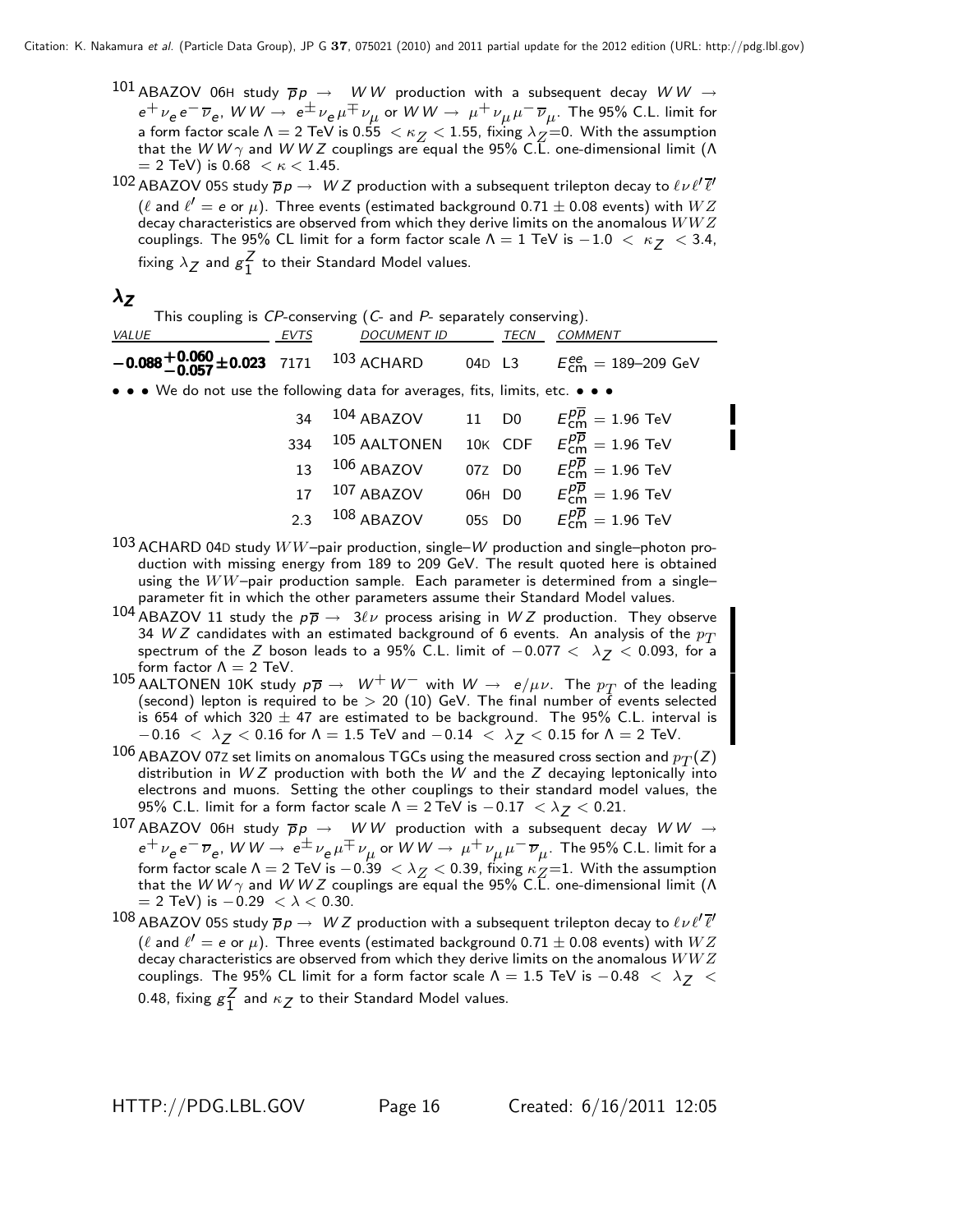[101] ABAZOV 06H study $\overline{p}p \rightarrow WW$ production with a subsequent decay $WW \rightarrow e^+\nu_e e^-\overline{\nu}_e$, $WW \rightarrow e^\pm\nu_e\mu^\mp\nu_\mu$ or $WW \rightarrow \mu^+\nu_\mu\mu^-\overline{\nu}_\mu$. The 95% C.L. limit for a form factor scale $\Lambda = 2$ TeV is $0.55 < \kappa_Z < 1.55$, fixing $\lambda_Z$=0. With the assumption that the $WW\gamma$ and $WWZ$ couplings are equal the 95% C.L. one-dimensional limit ($\Lambda$ = 2 TeV) is $0.68 < \kappa < 1.45$.

[102] ABAZOV 05S study $\overline{p}p \rightarrow WZ$ production with a subsequent trilepton decay to $\ell\nu\ell'\overline{\ell}'$ ($\ell$ and $\ell'$ = $e$ or $\mu$). Three events (estimated background $0.71 \pm 0.08$ events) with $WZ$ decay characteristics are observed from which they derive limits on the anomalous $WWZ$ couplings. The 95% CL limit for a form factor scale $\Lambda = 1$ TeV is $-1.0 < \kappa_Z < 3.4$, fixing $\lambda_Z$ and $g_1^Z$ to their Standard Model values.

## $\lambda_Z$

This coupling is *CP*-conserving (*C*- and *P*- separately conserving).

| VALUE | EVTS | DOCUMENT ID | TECN | COMMENT |
|---|---|---|---|---|
| $\mathbf{-0.088^{+0.060}_{-0.057} \pm 0.023}$ | 7171 | [103] ACHARD 04D | L3 | $E^{ee}_{\rm cm}$ = 189–209 GeV |
| • • • We do not use the following data for averages, fits, limits, etc. • • • | | | | |
| | 34 | [104] ABAZOV 11 | D0 | $E^{p\overline{p}}_{\rm cm}$ = 1.96 TeV |
| | 334 | [105] AALTONEN 10K | CDF | $E^{p\overline{p}}_{\rm cm}$ = 1.96 TeV |
| | 13 | [106] ABAZOV 07Z | D0 | $E^{p\overline{p}}_{\rm cm}$ = 1.96 TeV |
| | 17 | [107] ABAZOV 06H | D0 | $E^{p\overline{p}}_{\rm cm}$ = 1.96 TeV |
| | 2.3 | [108] ABAZOV 05S | D0 | $E^{p\overline{p}}_{\rm cm}$ = 1.96 TeV |

[103] ACHARD 04D study $WW$–pair production, single–$W$ production and single–photon production with missing energy from 189 to 209 GeV. The result quoted here is obtained using the $WW$–pair production sample. Each parameter is determined from a single–parameter fit in which the other parameters assume their Standard Model values.

[104] ABAZOV 11 study the $p\overline{p} \rightarrow 3\ell\nu$ process arising in $WZ$ production. They observe 34 $WZ$ candidates with an estimated background of 6 events. An analysis of the $p_T$ spectrum of the $Z$ boson leads to a 95% C.L. limit of $-0.077 < \lambda_Z < 0.093$, for a form factor $\Lambda = 2$ TeV.

[105] AALTONEN 10K study $p\overline{p} \rightarrow W^+W^-$ with $W \rightarrow e/\mu\nu$. The $p_T$ of the leading (second) lepton is required to be $> 20$ (10) GeV. The final number of events selected is 654 of which $320 \pm 47$ are estimated to be background. The 95% C.L. interval is $-0.16 < \lambda_Z < 0.16$ for $\Lambda = 1.5$ TeV and $-0.14 < \lambda_Z < 0.15$ for $\Lambda = 2$ TeV.

[106] ABAZOV 07Z set limits on anomalous TGCs using the measured cross section and $p_T(Z)$ distribution in $WZ$ production with both the $W$ and the $Z$ decaying leptonically into electrons and muons. Setting the other couplings to their standard model values, the 95% C.L. limit for a form factor scale $\Lambda = 2$ TeV is $-0.17 < \lambda_Z < 0.21$.

[107] ABAZOV 06H study $\overline{p}p \rightarrow WW$ production with a subsequent decay $WW \rightarrow e^+\nu_e e^-\overline{\nu}_e$, $WW \rightarrow e^\pm\nu_e\mu^\mp\nu_\mu$ or $WW \rightarrow \mu^+\nu_\mu\mu^-\overline{\nu}_\mu$. The 95% C.L. limit for a form factor scale $\Lambda = 2$ TeV is $-0.39 < \lambda_Z < 0.39$, fixing $\kappa_Z$=1. With the assumption that the $WW\gamma$ and $WWZ$ couplings are equal the 95% C.L. one-dimensional limit ($\Lambda$ = 2 TeV) is $-0.29 < \lambda < 0.30$.

[108] ABAZOV 05S study $\overline{p}p \rightarrow WZ$ production with a subsequent trilepton decay to $\ell\nu\ell'\overline{\ell}'$ ($\ell$ and $\ell'$ = $e$ or $\mu$). Three events (estimated background $0.71 \pm 0.08$ events) with $WZ$ decay characteristics are observed from which they derive limits on the anomalous $WWZ$ couplings. The 95% CL limit for a form factor scale $\Lambda = 1.5$ TeV is $-0.48 < \lambda_Z < 0.48$, fixing $g_1^Z$ and $\kappa_Z$ to their Standard Model values.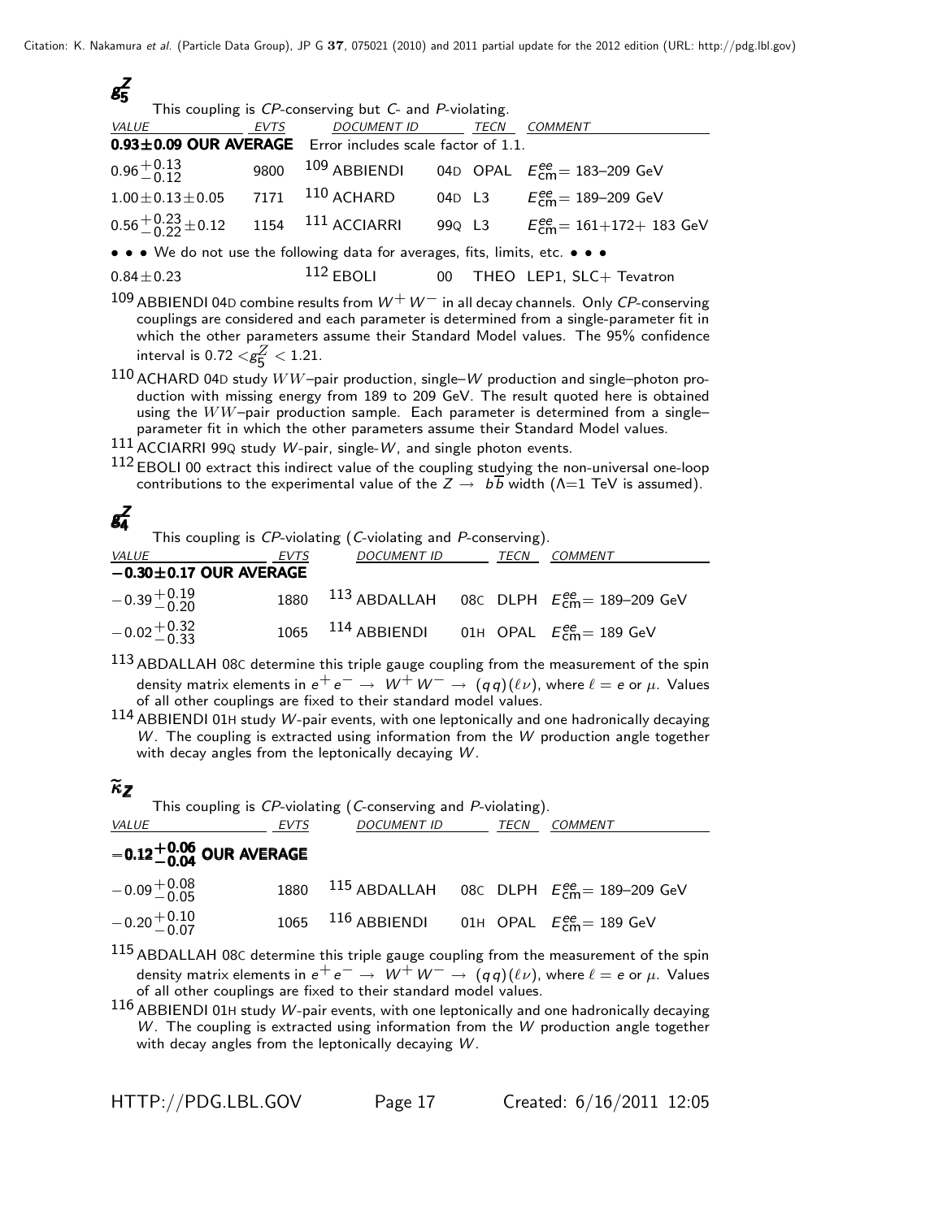## $g_5^Z$

This coupling is *CP*-conserving but *C*- and *P*-violating.

| VALUE | EVTS | DOCUMENT ID | | TECN | COMMENT |
|---|---|---|---|---|---|
| **0.93±0.09 OUR AVERAGE** | Error includes scale factor of 1.1. | | | | |
| $0.96^{+0.13}_{-0.12}$ | 9800 | [109] ABBIENDI | 04D | OPAL | $E^{ee}_{\rm cm}$= 183–209 GeV |
| $1.00\pm0.13\pm0.05$ | 7171 | [110] ACHARD | 04D | L3 | $E^{ee}_{\rm cm}$= 189–209 GeV |
| $0.56^{+0.23}_{-0.22}\pm0.12$ | 1154 | [111] ACCIARRI | 99Q | L3 | $E^{ee}_{\rm cm}$= 161+172+ 183 GeV |
| • • • We do not use the following data for averages, fits, limits, etc. • • • | | | | | |
| $0.84\pm0.23$ | | [112] EBOLI | 00 | THEO | LEP1, SLC+ Tevatron |

[109] ABBIENDI 04D combine results from $W^+W^-$ in all decay channels. Only *CP*-conserving couplings are considered and each parameter is determined from a single-parameter fit in which the other parameters assume their Standard Model values. The 95% confidence interval is $0.72 < g_5^Z < 1.21$.

[110] ACHARD 04D study $WW$–pair production, single–$W$ production and single–photon production with missing energy from 189 to 209 GeV. The result quoted here is obtained using the $WW$–pair production sample. Each parameter is determined from a single–parameter fit in which the other parameters assume their Standard Model values.

[111] ACCIARRI 99Q study $W$-pair, single-$W$, and single photon events.

[112] EBOLI 00 extract this indirect value of the coupling studying the non-universal one-loop contributions to the experimental value of the $Z \rightarrow b\overline{b}$ width ($\Lambda$=1 TeV is assumed).

## $g_4^Z$

This coupling is *CP*-violating (*C*-violating and *P*-conserving).

| VALUE | EVTS | DOCUMENT ID | | TECN | COMMENT |
|---|---|---|---|---|---|
| **−0.30±0.17 OUR AVERAGE** | | | | | |
| $-0.39^{+0.19}_{-0.20}$ | 1880 | [113] ABDALLAH | 08C | DLPH | $E^{ee}_{\rm cm}$= 189–209 GeV |
| $-0.02^{+0.32}_{-0.33}$ | 1065 | [114] ABBIENDI | 01H | OPAL | $E^{ee}_{\rm cm}$= 189 GeV |

[113] ABDALLAH 08C determine this triple gauge coupling from the measurement of the spin density matrix elements in $e^+e^- \rightarrow W^+W^- \rightarrow (qq)(\ell\nu)$, where $\ell = e$ or $\mu$. Values of all other couplings are fixed to their standard model values.

[114] ABBIENDI 01H study $W$-pair events, with one leptonically and one hadronically decaying $W$. The coupling is extracted using information from the $W$ production angle together with decay angles from the leptonically decaying $W$.

## $\widetilde{\kappa}_Z$

This coupling is *CP*-violating (*C*-conserving and *P*-violating).

| VALUE | EVTS | DOCUMENT ID | | TECN | COMMENT |
|---|---|---|---|---|---|
| $\mathbf{-0.12^{+0.06}_{-0.04}}$ **OUR AVERAGE** | | | | | |
| $-0.09^{+0.08}_{-0.05}$ | 1880 | [115] ABDALLAH | 08C | DLPH | $E^{ee}_{\rm cm}$= 189–209 GeV |
| $-0.20^{+0.10}_{-0.07}$ | 1065 | [116] ABBIENDI | 01H | OPAL | $E^{ee}_{\rm cm}$= 189 GeV |

[115] ABDALLAH 08C determine this triple gauge coupling from the measurement of the spin density matrix elements in $e^+e^- \rightarrow W^+W^- \rightarrow (qq)(\ell\nu)$, where $\ell = e$ or $\mu$. Values of all other couplings are fixed to their standard model values.

[116] ABBIENDI 01H study $W$-pair events, with one leptonically and one hadronically decaying $W$. The coupling is extracted using information from the $W$ production angle together with decay angles from the leptonically decaying $W$.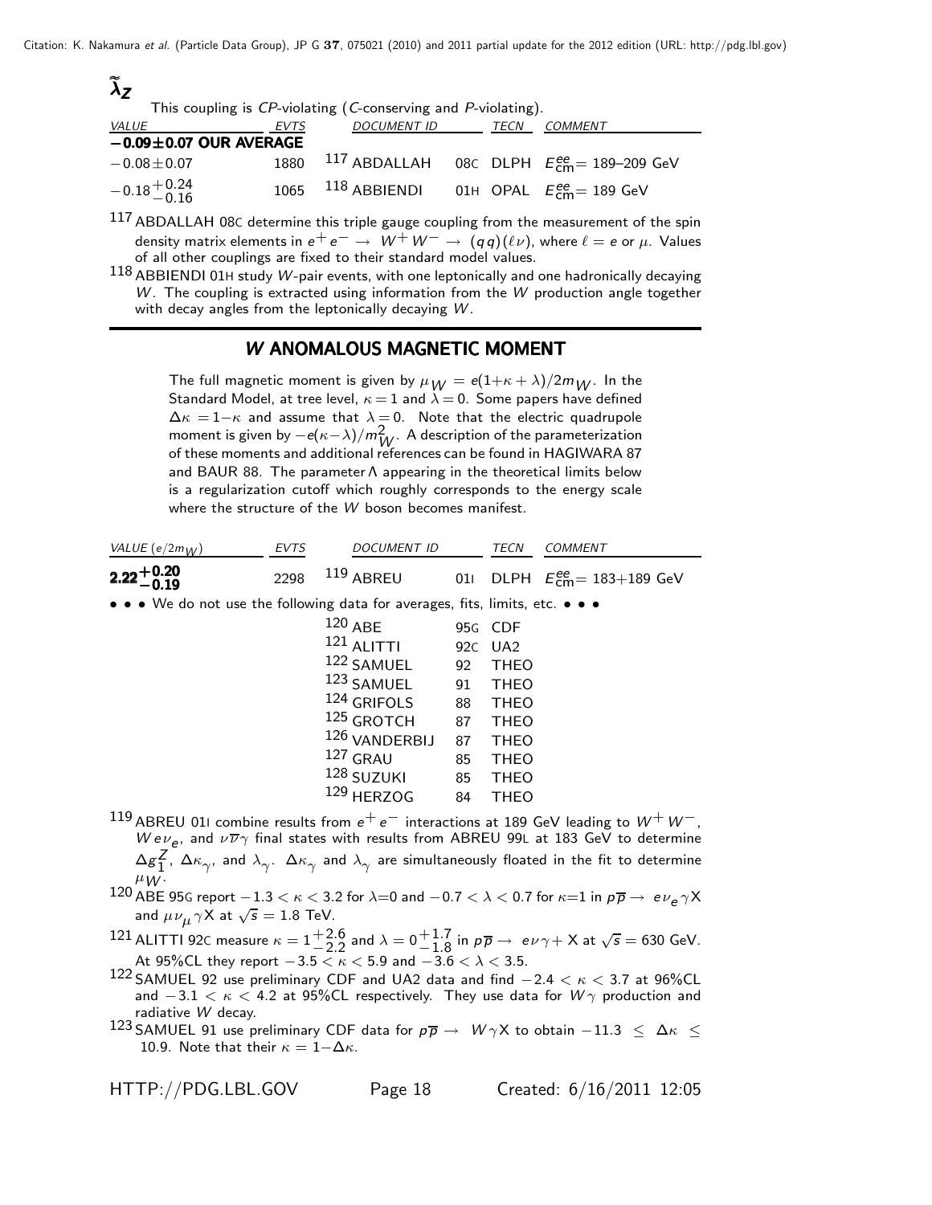## $\tilde{\lambda}_Z$

This coupling is *CP*-violating (*C*-conserving and *P*-violating).

| VALUE | EVTS | DOCUMENT ID | | TECN | COMMENT |
|---|---|---|---|---|---|
| **−0.09±0.07 OUR AVERAGE** | | | | | |
| $-0.08\pm0.07$ | 1880 | [117] ABDALLAH | 08C | DLPH | $E^{ee}_{cm}$= 189–209 GeV |
| $-0.18^{+0.24}_{-0.16}$ | 1065 | [118] ABBIENDI | 01H | OPAL | $E^{ee}_{cm}$= 189 GeV |

[117] ABDALLAH 08C determine this triple gauge coupling from the measurement of the spin density matrix elements in $e^+e^- \rightarrow W^+W^- \rightarrow (qq)(\ell\nu)$, where $\ell = e$ or $\mu$. Values of all other couplings are fixed to their standard model values.

[118] ABBIENDI 01H study $W$-pair events, with one leptonically and one hadronically decaying $W$. The coupling is extracted using information from the $W$ production angle together with decay angles from the leptonically decaying $W$.

## W ANOMALOUS MAGNETIC MOMENT

The full magnetic moment is given by $\mu_W = e(1+\kappa+\lambda)/2m_W$. In the Standard Model, at tree level, $\kappa = 1$ and $\lambda = 0$. Some papers have defined $\Delta\kappa = 1-\kappa$ and assume that $\lambda = 0$. Note that the electric quadrupole moment is given by $-e(\kappa-\lambda)/m^2_W$. A description of the parameterization of these moments and additional references can be found in HAGIWARA 87 and BAUR 88. The parameter $\Lambda$ appearing in the theoretical limits below is a regularization cutoff which roughly corresponds to the energy scale where the structure of the $W$ boson becomes manifest.

| VALUE ($e/2m_W$) | EVTS | DOCUMENT ID | | TECN | COMMENT |
|---|---|---|---|---|---|
| $\mathbf{2.22^{+0.20}_{-0.19}}$ | 2298 | [119] ABREU | 01I | DLPH | $E^{ee}_{cm}$= 183+189 GeV |
| • • • We do not use the following data for averages, fits, limits, etc. • • • | | | | | |
| | | [120] ABE | 95G | CDF | |
| | | [121] ALITTI | 92C | UA2 | |
| | | [122] SAMUEL | 92 | THEO | |
| | | [123] SAMUEL | 91 | THEO | |
| | | [124] GRIFOLS | 88 | THEO | |
| | | [125] GROTCH | 87 | THEO | |
| | | [126] VANDERBIJ | 87 | THEO | |
| | | [127] GRAU | 85 | THEO | |
| | | [128] SUZUKI | 85 | THEO | |
| | | [129] HERZOG | 84 | THEO | |

[119] ABREU 01I combine results from $e^+e^-$ interactions at 189 GeV leading to $W^+W^-$, $We\nu_e$, and $\nu\overline{\nu}\gamma$ final states with results from ABREU 99L at 183 GeV to determine $\Delta g^Z_1$, $\Delta\kappa_\gamma$, and $\lambda_\gamma$. $\Delta\kappa_\gamma$ and $\lambda_\gamma$ are simultaneously floated in the fit to determine $\mu_W$.

[120] ABE 95G report $-1.3 < \kappa < 3.2$ for $\lambda$=0 and $-0.7 < \lambda < 0.7$ for $\kappa$=1 in $p\overline{p} \rightarrow e\nu_e\gamma X$ and $\mu\nu_\mu\gamma X$ at $\sqrt{s} = 1.8$ TeV.

[121] ALITTI 92C measure $\kappa = 1^{+2.6}_{-2.2}$ and $\lambda = 0^{+1.7}_{-1.8}$ in $p\overline{p} \rightarrow e\nu\gamma + X$ at $\sqrt{s} = 630$ GeV. At 95%CL they report $-3.5 < \kappa < 5.9$ and $-3.6 < \lambda < 3.5$.

[122] SAMUEL 92 use preliminary CDF and UA2 data and find $-2.4 < \kappa < 3.7$ at 96%CL and $-3.1 < \kappa < 4.2$ at 95%CL respectively. They use data for $W\gamma$ production and radiative $W$ decay.

[123] SAMUEL 91 use preliminary CDF data for $p\overline{p} \rightarrow W\gamma X$ to obtain $-11.3 \leq \Delta\kappa \leq 10.9$. Note that their $\kappa = 1-\Delta\kappa$.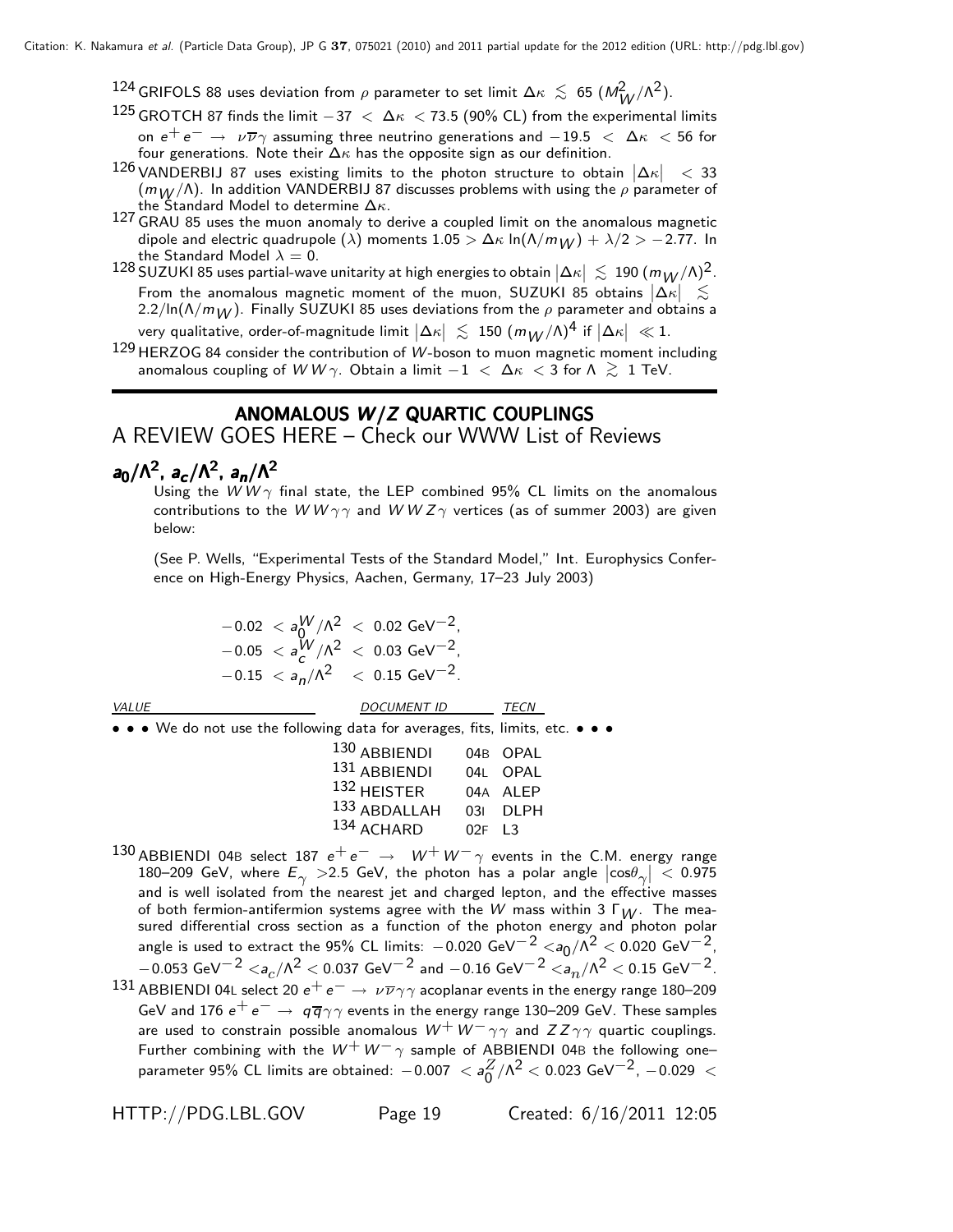[124] GRIFOLS 88 uses deviation from $\rho$ parameter to set limit $\Delta\kappa \lesssim 65\ (M_W^2/\Lambda^2)$.

[125] GROTCH 87 finds the limit $-37 < \Delta\kappa < 73.5$ (90% CL) from the experimental limits on $e^+e^- \rightarrow \nu\overline{\nu}\gamma$ assuming three neutrino generations and $-19.5 < \Delta\kappa < 56$ for four generations. Note their $\Delta\kappa$ has the opposite sign as our definition.

[126] VANDERBIJ 87 uses existing limits to the photon structure to obtain $|\Delta\kappa| < 33$ $(m_W/\Lambda)$. In addition VANDERBIJ 87 discusses problems with using the $\rho$ parameter of the Standard Model to determine $\Delta\kappa$.

[127] GRAU 85 uses the muon anomaly to derive a coupled limit on the anomalous magnetic dipole and electric quadrupole ($\lambda$) moments $1.05 > \Delta\kappa \ln(\Lambda/m_W) + \lambda/2 > -2.77$. In the Standard Model $\lambda = 0$.

[128] SUZUKI 85 uses partial-wave unitarity at high energies to obtain $|\Delta\kappa| \lesssim 190\ (m_W/\Lambda)^2$. From the anomalous magnetic moment of the muon, SUZUKI 85 obtains $|\Delta\kappa| \lesssim 2.2/\ln(\Lambda/m_W)$. Finally SUZUKI 85 uses deviations from the $\rho$ parameter and obtains a very qualitative, order-of-magnitude limit $|\Delta\kappa| \lesssim 150\ (m_W/\Lambda)^4$ if $|\Delta\kappa| \ll 1$.

[129] HERZOG 84 consider the contribution of $W$-boson to muon magnetic moment including anomalous coupling of $WW\gamma$. Obtain a limit $-1 < \Delta\kappa < 3$ for $\Lambda \gtrsim 1$ TeV.

## ANOMALOUS $W/Z$ QUARTIC COUPLINGS

A REVIEW GOES HERE – Check our WWW List of Reviews

### $a_0/\Lambda^2$, $a_c/\Lambda^2$, $a_n/\Lambda^2$

Using the $WW\gamma$ final state, the LEP combined 95% CL limits on the anomalous contributions to the $WW\gamma\gamma$ and $WWZ\gamma$ vertices (as of summer 2003) are given below:

(See P. Wells, "Experimental Tests of the Standard Model," Int. Europhysics Conference on High-Energy Physics, Aachen, Germany, 17–23 July 2003)

$$-0.02 < a_0^W/\Lambda^2 < 0.02\ \text{GeV}^{-2},$$
$$-0.05 < a_c^W/\Lambda^2 < 0.03\ \text{GeV}^{-2},$$
$$-0.15 < a_n/\Lambda^2 < 0.15\ \text{GeV}^{-2}.$$

| VALUE | DOCUMENT ID | | TECN |
|---|---|---|---|
| • • • We do not use the following data for averages, fits, limits, etc. • • • | | | |
| | [130] ABBIENDI | 04B | OPAL |
| | [131] ABBIENDI | 04L | OPAL |
| | [132] HEISTER | 04A | ALEP |
| | [133] ABDALLAH | 03I | DLPH |
| | [134] ACHARD | 02F | L3 |

[130] ABBIENDI 04B select 187 $e^+e^- \rightarrow W^+W^-\gamma$ events in the C.M. energy range 180–209 GeV, where $E_\gamma > 2.5$ GeV, the photon has a polar angle $|\cos\theta_\gamma| < 0.975$ and is well isolated from the nearest jet and charged lepton, and the effective masses of both fermion-antifermion systems agree with the $W$ mass within 3 $\Gamma_W$. The measured differential cross section as a function of the photon energy and photon polar angle is used to extract the 95% CL limits: $-0.020\ \text{GeV}^{-2} < a_0/\Lambda^2 < 0.020\ \text{GeV}^{-2}$, $-0.053\ \text{GeV}^{-2} < a_c/\Lambda^2 < 0.037\ \text{GeV}^{-2}$ and $-0.16\ \text{GeV}^{-2} < a_n/\Lambda^2 < 0.15\ \text{GeV}^{-2}$.

[131] ABBIENDI 04L select 20 $e^+e^- \rightarrow \nu\overline{\nu}\gamma\gamma$ acoplanar events in the energy range 180–209 GeV and 176 $e^+e^- \rightarrow q\overline{q}\gamma\gamma$ events in the energy range 130–209 GeV. These samples are used to constrain possible anomalous $W^+W^-\gamma\gamma$ and $ZZ\gamma\gamma$ quartic couplings. Further combining with the $W^+W^-\gamma$ sample of ABBIENDI 04B the following one–parameter 95% CL limits are obtained: $-0.007 < a_0^Z/\Lambda^2 < 0.023\ \text{GeV}^{-2}$, $-0.029 <$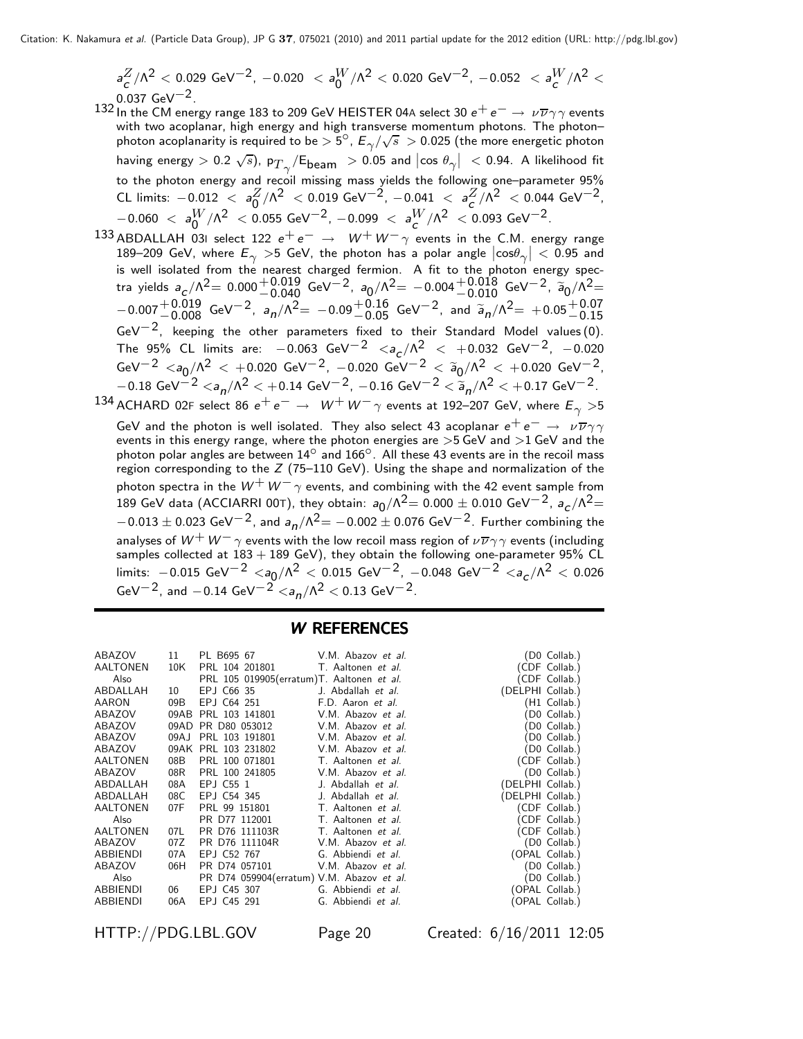$a^Z_c/\Lambda^2 < 0.029$ GeV$^{-2}$, $-0.020 < a^W_0/\Lambda^2 < 0.020$ GeV$^{-2}$, $-0.052 < a^W_c/\Lambda^2 < 0.037$ GeV$^{-2}$.

[132] In the CM energy range 183 to 209 GeV HEISTER 04A select 30 $e^+e^- \rightarrow \nu\overline{\nu}\gamma\gamma$ events with two acoplanar, high energy and high transverse momentum photons. The photon–photon acoplanarity is required to be $> 5^\circ$, $E_\gamma/\sqrt{s} > 0.025$ (the more energetic photon having energy $> 0.2\sqrt{s}$), $p_{T_\gamma}/E_{\text{beam}} > 0.05$ and $|\cos\theta_\gamma| < 0.94$. A likelihood fit to the photon energy and recoil missing mass yields the following one–parameter 95% CL limits: $-0.012 < a^Z_0/\Lambda^2 < 0.019$ GeV$^{-2}$, $-0.041 < a^Z_c/\Lambda^2 < 0.044$ GeV$^{-2}$, $-0.060 < a^W_0/\Lambda^2 < 0.055$ GeV$^{-2}$, $-0.099 < a^W_c/\Lambda^2 < 0.093$ GeV$^{-2}$.

[133] ABDALLAH 03I select 122 $e^+e^- \rightarrow W^+W^-\gamma$ events in the C.M. energy range 189–209 GeV, where $E_\gamma > 5$ GeV, the photon has a polar angle $|\cos\theta_\gamma| < 0.95$ and is well isolated from the nearest charged fermion. A fit to the photon energy spectra yields $a_c/\Lambda^2 = 0.000^{+0.019}_{-0.040}$ GeV$^{-2}$, $a_0/\Lambda^2 = -0.004^{+0.018}_{-0.010}$ GeV$^{-2}$, $\tilde{a}_0/\Lambda^2 = -0.007^{+0.019}_{-0.008}$ GeV$^{-2}$, $a_n/\Lambda^2 = -0.09^{+0.16}_{-0.05}$ GeV$^{-2}$, and $\tilde{a}_n/\Lambda^2 = +0.05^{+0.07}_{-0.15}$ GeV$^{-2}$, keeping the other parameters fixed to their Standard Model values (0). The 95% CL limits are: $-0.063$ GeV$^{-2}$ $< a_c/\Lambda^2 < +0.032$ GeV$^{-2}$, $-0.020$ GeV$^{-2}$ $< a_0/\Lambda^2 < +0.020$ GeV$^{-2}$, $-0.020$ GeV$^{-2}$ $< \tilde{a}_0/\Lambda^2 < +0.020$ GeV$^{-2}$, $-0.18$ GeV$^{-2}$ $< a_n/\Lambda^2 < +0.14$ GeV$^{-2}$, $-0.16$ GeV$^{-2}$ $< \tilde{a}_n/\Lambda^2 < +0.17$ GeV$^{-2}$.

[134] ACHARD 02F select 86 $e^+e^- \rightarrow W^+W^-\gamma$ events at 192–207 GeV, where $E_\gamma > 5$ GeV and the photon is well isolated. They also select 43 acoplanar $e^+e^- \rightarrow \nu\overline{\nu}\gamma\gamma$ events in this energy range, where the photon energies are $> 5$ GeV and $> 1$ GeV and the photon polar angles are between $14^\circ$ and $166^\circ$. All these 43 events are in the recoil mass region corresponding to the $Z$ (75–110 GeV). Using the shape and normalization of the photon spectra in the $W^+W^-\gamma$ events, and combining with the 42 event sample from 189 GeV data (ACCIARRI 00T), they obtain: $a_0/\Lambda^2 = 0.000 \pm 0.010$ GeV$^{-2}$, $a_c/\Lambda^2 = -0.013 \pm 0.023$ GeV$^{-2}$, and $a_n/\Lambda^2 = -0.002 \pm 0.076$ GeV$^{-2}$. Further combining the analyses of $W^+W^-\gamma$ events with the low recoil mass region of $\nu\overline{\nu}\gamma\gamma$ events (including samples collected at $183 + 189$ GeV), they obtain the following one-parameter 95% CL limits: $-0.015$ GeV$^{-2}$ $< a_0/\Lambda^2 < 0.015$ GeV$^{-2}$, $-0.048$ GeV$^{-2}$ $< a_c/\Lambda^2 < 0.026$ GeV$^{-2}$, and $-0.14$ GeV$^{-2}$ $< a_n/\Lambda^2 < 0.13$ GeV$^{-2}$.

## *W* REFERENCES

| | | | | |
|---|---|---|---|---|
| ABAZOV | 11 | PL B695 67 | V.M. Abazov *et al.* | (D0 Collab.) |
| AALTONEN | 10K | PRL 104 201801 | T. Aaltonen *et al.* | (CDF Collab.) |
| Also | | PRL 105 019905(erratum) | T. Aaltonen *et al.* | (CDF Collab.) |
| ABDALLAH | 10 | EPJ C66 35 | J. Abdallah *et al.* | (DELPHI Collab.) |
| AARON | 09B | EPJ C64 251 | F.D. Aaron *et al.* | (H1 Collab.) |
| ABAZOV | 09AB | PRL 103 141801 | V.M. Abazov *et al.* | (D0 Collab.) |
| ABAZOV | 09AD | PR D80 053012 | V.M. Abazov *et al.* | (D0 Collab.) |
| ABAZOV | 09AJ | PRL 103 191801 | V.M. Abazov *et al.* | (D0 Collab.) |
| ABAZOV | 09AK | PRL 103 231802 | V.M. Abazov *et al.* | (D0 Collab.) |
| AALTONEN | 08B | PRL 100 071801 | T. Aaltonen *et al.* | (CDF Collab.) |
| ABAZOV | 08R | PRL 100 241805 | V.M. Abazov *et al.* | (D0 Collab.) |
| ABDALLAH | 08A | EPJ C55 1 | J. Abdallah *et al.* | (DELPHI Collab.) |
| ABDALLAH | 08C | EPJ C54 345 | J. Abdallah *et al.* | (DELPHI Collab.) |
| AALTONEN | 07F | PRL 99 151801 | T. Aaltonen *et al.* | (CDF Collab.) |
| Also | | PR D77 112001 | T. Aaltonen *et al.* | (CDF Collab.) |
| AALTONEN | 07L | PR D76 111103R | T. Aaltonen *et al.* | (CDF Collab.) |
| ABAZOV | 07Z | PR D76 111104R | V.M. Abazov *et al.* | (D0 Collab.) |
| ABBIENDI | 07A | EPJ C52 767 | G. Abbiendi *et al.* | (OPAL Collab.) |
| ABAZOV | 06H | PR D74 057101 | V.M. Abazov *et al.* | (D0 Collab.) |
| Also | | PR D74 059904(erratum) | V.M. Abazov *et al.* | (D0 Collab.) |
| ABBIENDI | 06 | EPJ C45 307 | G. Abbiendi *et al.* | (OPAL Collab.) |
| ABBIENDI | 06A | EPJ C45 291 | G. Abbiendi *et al.* | (OPAL Collab.) |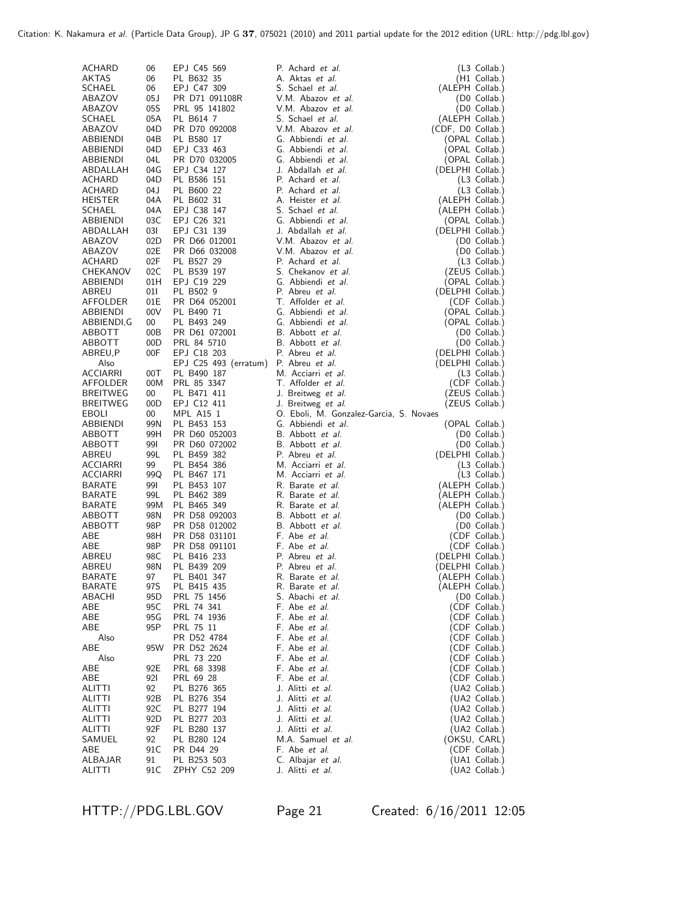| | | | | |
|---|---|---|---|---|
| ACHARD | 06 | EPJ C45 569 | P. Achard *et al.* | (L3 Collab.) |
| AKTAS | 06 | PL B632 35 | A. Aktas *et al.* | (H1 Collab.) |
| SCHAEL | 06 | EPJ C47 309 | S. Schael *et al.* | (ALEPH Collab.) |
| ABAZOV | 05J | PR D71 091108R | V.M. Abazov *et al.* | (D0 Collab.) |
| ABAZOV | 05S | PRL 95 141802 | V.M. Abazov *et al.* | (D0 Collab.) |
| SCHAEL | 05A | PL B614 7 | S. Schael *et al.* | (ALEPH Collab.) |
| ABAZOV | 04D | PR D70 092008 | V.M. Abazov *et al.* | (CDF, D0 Collab.) |
| ABBIENDI | 04B | PL B580 17 | G. Abbiendi *et al.* | (OPAL Collab.) |
| ABBIENDI | 04D | EPJ C33 463 | G. Abbiendi *et al.* | (OPAL Collab.) |
| ABBIENDI | 04L | PR D70 032005 | G. Abbiendi *et al.* | (OPAL Collab.) |
| ABDALLAH | 04G | EPJ C34 127 | J. Abdallah *et al.* | (DELPHI Collab.) |
| ACHARD | 04D | PL B586 151 | P. Achard *et al.* | (L3 Collab.) |
| ACHARD | 04J | PL B600 22 | P. Achard *et al.* | (L3 Collab.) |
| HEISTER | 04A | PL B602 31 | A. Heister *et al.* | (ALEPH Collab.) |
| SCHAEL | 04A | EPJ C38 147 | S. Schael *et al.* | (ALEPH Collab.) |
| ABBIENDI | 03C | EPJ C26 321 | G. Abbiendi *et al.* | (OPAL Collab.) |
| ABDALLAH | 03I | EPJ C31 139 | J. Abdallah *et al.* | (DELPHI Collab.) |
| ABAZOV | 02D | PR D66 012001 | V.M. Abazov *et al.* | (D0 Collab.) |
| ABAZOV | 02E | PR D66 032008 | V.M. Abazov *et al.* | (D0 Collab.) |
| ACHARD | 02F | PL B527 29 | P. Achard *et al.* | (L3 Collab.) |
| CHEKANOV | 02C | PL B539 197 | S. Chekanov *et al.* | (ZEUS Collab.) |
| ABBIENDI | 01H | EPJ C19 229 | G. Abbiendi *et al.* | (OPAL Collab.) |
| ABREU | 01I | PL B502 9 | P. Abreu *et al.* | (DELPHI Collab.) |
| AFFOLDER | 01E | PR D64 052001 | T. Affolder *et al.* | (CDF Collab.) |
| ABBIENDI | 00V | PL B490 71 | G. Abbiendi *et al.* | (OPAL Collab.) |
| ABBIENDI,G | 00 | PL B493 249 | G. Abbiendi *et al.* | (OPAL Collab.) |
| ABBOTT | 00B | PR D61 072001 | B. Abbott *et al.* | (D0 Collab.) |
| ABBOTT | 00D | PRL 84 5710 | B. Abbott *et al.* | (D0 Collab.) |
| ABREU,P | 00F | EPJ C18 203 | P. Abreu *et al.* | (DELPHI Collab.) |
| Also | | EPJ C25 493 (erratum) | P. Abreu *et al.* | (DELPHI Collab.) |
| ACCIARRI | 00T | PL B490 187 | M. Acciarri *et al.* | (L3 Collab.) |
| AFFOLDER | 00M | PRL 85 3347 | T. Affolder *et al.* | (CDF Collab.) |
| BREITWEG | 00 | PL B471 411 | J. Breitweg *et al.* | (ZEUS Collab.) |
| BREITWEG | 00D | EPJ C12 411 | J. Breitweg *et al.* | (ZEUS Collab.) |
| EBOLI | 00 | MPL A15 1 | O. Eboli, M. Gonzalez-Garcia, S. Novaes | |
| ABBIENDI | 99N | PL B453 153 | G. Abbiendi *et al.* | (OPAL Collab.) |
| ABBOTT | 99H | PR D60 052003 | B. Abbott *et al.* | (D0 Collab.) |
| ABBOTT | 99I | PR D60 072002 | B. Abbott *et al.* | (D0 Collab.) |
| ABREU | 99L | PL B459 382 | P. Abreu *et al.* | (DELPHI Collab.) |
| ACCIARRI | 99 | PL B454 386 | M. Acciarri *et al.* | (L3 Collab.) |
| ACCIARRI | 99Q | PL B467 171 | M. Acciarri *et al.* | (L3 Collab.) |
| BARATE | 99I | PL B453 107 | R. Barate *et al.* | (ALEPH Collab.) |
| BARATE | 99L | PL B462 389 | R. Barate *et al.* | (ALEPH Collab.) |
| BARATE | 99M | PL B465 349 | R. Barate *et al.* | (ALEPH Collab.) |
| ABBOTT | 98N | PR D58 092003 | B. Abbott *et al.* | (D0 Collab.) |
| ABBOTT | 98P | PR D58 012002 | B. Abbott *et al.* | (D0 Collab.) |
| ABE | 98H | PR D58 031101 | F. Abe *et al.* | (CDF Collab.) |
| ABE | 98P | PR D58 091101 | F. Abe *et al.* | (CDF Collab.) |
| ABREU | 98C | PL B416 233 | P. Abreu *et al.* | (DELPHI Collab.) |
| ABREU | 98N | PL B439 209 | P. Abreu *et al.* | (DELPHI Collab.) |
| BARATE | 97 | PL B401 347 | R. Barate *et al.* | (ALEPH Collab.) |
| BARATE | 97S | PL B415 435 | R. Barate *et al.* | (ALEPH Collab.) |
| ABACHI | 95D | PRL 75 1456 | S. Abachi *et al.* | (D0 Collab.) |
| ABE | 95C | PRL 74 341 | F. Abe *et al.* | (CDF Collab.) |
| ABE | 95G | PRL 74 1936 | F. Abe *et al.* | (CDF Collab.) |
| ABE | 95P | PRL 75 11 | F. Abe *et al.* | (CDF Collab.) |
| Also | | PR D52 4784 | F. Abe *et al.* | (CDF Collab.) |
| ABE | 95W | PR D52 2624 | F. Abe *et al.* | (CDF Collab.) |
| Also | | PRL 73 220 | F. Abe *et al.* | (CDF Collab.) |
| ABE | 92E | PRL 68 3398 | F. Abe *et al.* | (CDF Collab.) |
| ABE | 92I | PRL 69 28 | F. Abe *et al.* | (CDF Collab.) |
| ALITTI | 92 | PL B276 365 | J. Alitti *et al.* | (UA2 Collab.) |
| ALITTI | 92B | PL B276 354 | J. Alitti *et al.* | (UA2 Collab.) |
| ALITTI | 92C | PL B277 194 | J. Alitti *et al.* | (UA2 Collab.) |
| ALITTI | 92D | PL B277 203 | J. Alitti *et al.* | (UA2 Collab.) |
| ALITTI | 92F | PL B280 137 | J. Alitti *et al.* | (UA2 Collab.) |
| SAMUEL | 92 | PL B280 124 | M.A. Samuel *et al.* | (OKSU, CARL) |
| ABE | 91C | PR D44 29 | F. Abe *et al.* | (CDF Collab.) |
| ALBAJAR | 91 | PL B253 503 | C. Albajar *et al.* | (UA1 Collab.) |
| ALITTI | 91C | ZPHY C52 209 | J. Alitti *et al.* | (UA2 Collab.) |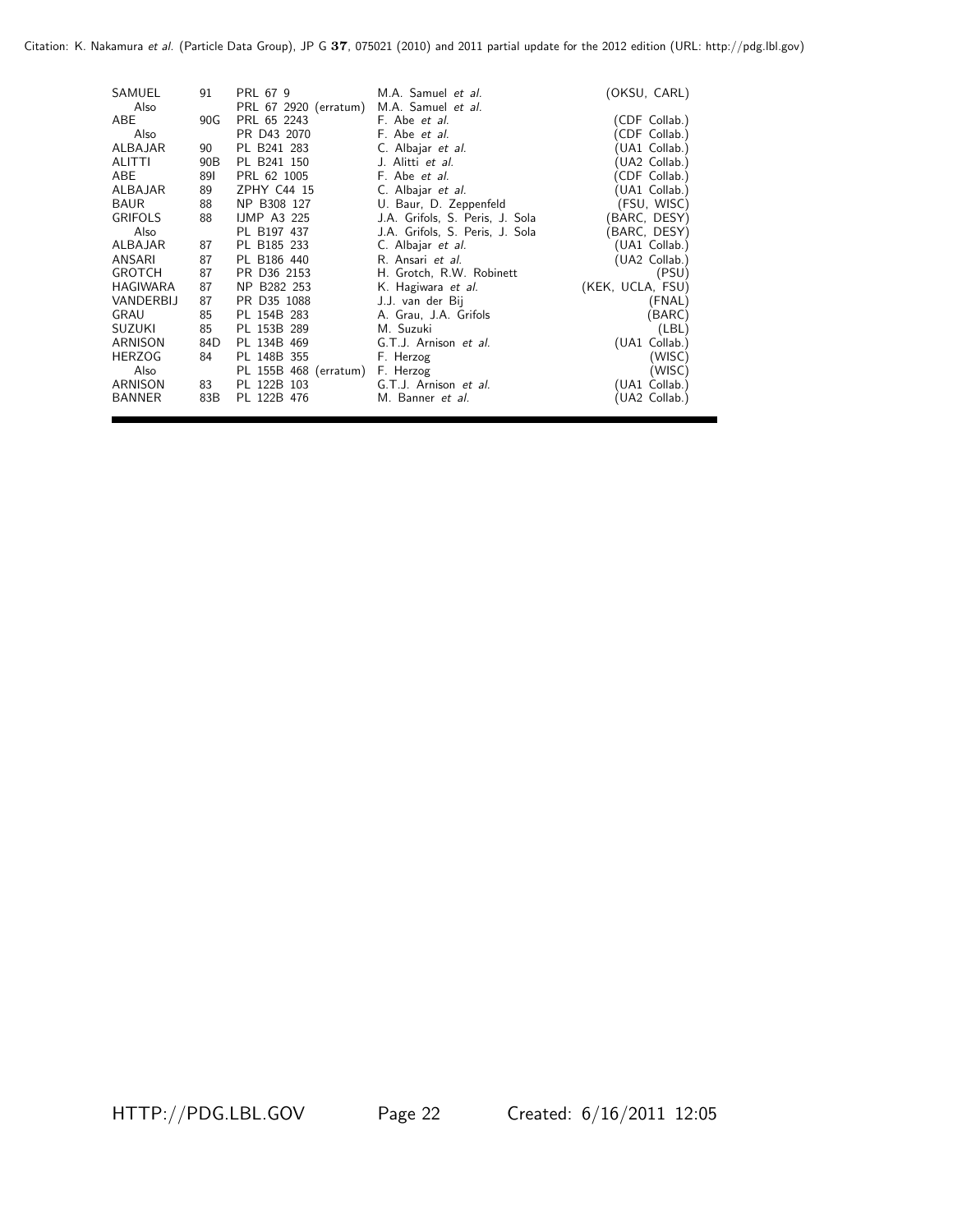| | | | | |
|---|---|---|---|---|
| SAMUEL | 91 | PRL 67 9 | M.A. Samuel *et al.* | (OKSU, CARL) |
| Also | | PRL 67 2920 (erratum) | M.A. Samuel *et al.* | |
| ABE | 90G | PRL 65 2243 | F. Abe *et al.* | (CDF Collab.) |
| Also | | PR D43 2070 | F. Abe *et al.* | (CDF Collab.) |
| ALBAJAR | 90 | PL B241 283 | C. Albajar *et al.* | (UA1 Collab.) |
| ALITTI | 90B | PL B241 150 | J. Alitti *et al.* | (UA2 Collab.) |
| ABE | 89I | PRL 62 1005 | F. Abe *et al.* | (CDF Collab.) |
| ALBAJAR | 89 | ZPHY C44 15 | C. Albajar *et al.* | (UA1 Collab.) |
| BAUR | 88 | NP B308 127 | U. Baur, D. Zeppenfeld | (FSU, WISC) |
| GRIFOLS | 88 | IJMP A3 225 | J.A. Grifols, S. Peris, J. Sola | (BARC, DESY) |
| Also | | PL B197 437 | J.A. Grifols, S. Peris, J. Sola | (BARC, DESY) |
| ALBAJAR | 87 | PL B185 233 | C. Albajar *et al.* | (UA1 Collab.) |
| ANSARI | 87 | PL B186 440 | R. Ansari *et al.* | (UA2 Collab.) |
| GROTCH | 87 | PR D36 2153 | H. Grotch, R.W. Robinett | (PSU) |
| HAGIWARA | 87 | NP B282 253 | K. Hagiwara *et al.* | (KEK, UCLA, FSU) |
| VANDERBIJ | 87 | PR D35 1088 | J.J. van der Bij | (FNAL) |
| GRAU | 85 | PL 154B 283 | A. Grau, J.A. Grifols | (BARC) |
| SUZUKI | 85 | PL 153B 289 | M. Suzuki | (LBL) |
| ARNISON | 84D | PL 134B 469 | G.T.J. Arnison *et al.* | (UA1 Collab.) |
| HERZOG | 84 | PL 148B 355 | F. Herzog | (WISC) |
| Also | | PL 155B 468 (erratum) | F. Herzog | (WISC) |
| ARNISON | 83 | PL 122B 103 | G.T.J. Arnison *et al.* | (UA1 Collab.) |
| BANNER | 83B | PL 122B 476 | M. Banner *et al.* | (UA2 Collab.) |